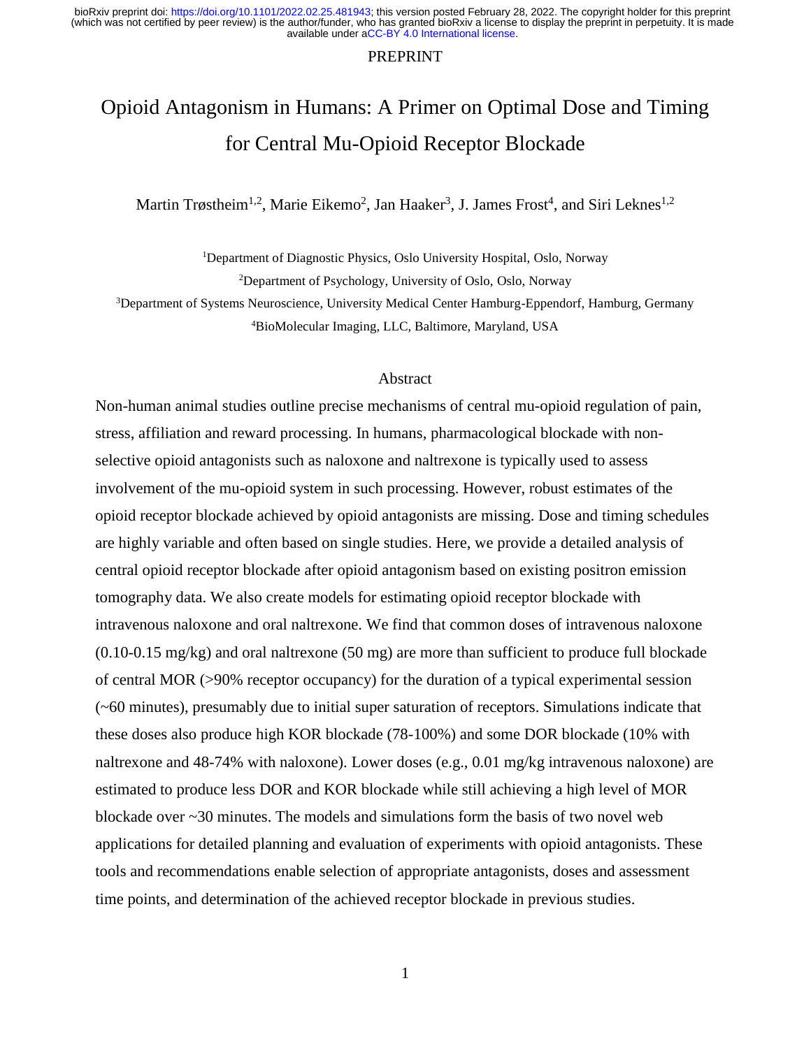PREPRINT

# Opioid Antagonism in Humans: A Primer on Optimal Dose and Timing for Central Mu-Opioid Receptor Blockade

Martin Trøstheim[1,2], Marie Eikemo[2], Jan Haaker[3], J. James Frost[4], and Siri Leknes[1,2]

[1]Department of Diagnostic Physics, Oslo University Hospital, Oslo, Norway

[2]Department of Psychology, University of Oslo, Oslo, Norway

[3]Department of Systems Neuroscience, University Medical Center Hamburg-Eppendorf, Hamburg, Germany

[4]BioMolecular Imaging, LLC, Baltimore, Maryland, USA

## Abstract

Non-human animal studies outline precise mechanisms of central mu-opioid regulation of pain, stress, affiliation and reward processing. In humans, pharmacological blockade with non-selective opioid antagonists such as naloxone and naltrexone is typically used to assess involvement of the mu-opioid system in such processing. However, robust estimates of the opioid receptor blockade achieved by opioid antagonists are missing. Dose and timing schedules are highly variable and often based on single studies. Here, we provide a detailed analysis of central opioid receptor blockade after opioid antagonism based on existing positron emission tomography data. We also create models for estimating opioid receptor blockade with intravenous naloxone and oral naltrexone. We find that common doses of intravenous naloxone (0.10-0.15 mg/kg) and oral naltrexone (50 mg) are more than sufficient to produce full blockade of central MOR (>90% receptor occupancy) for the duration of a typical experimental session (~60 minutes), presumably due to initial super saturation of receptors. Simulations indicate that these doses also produce high KOR blockade (78-100%) and some DOR blockade (10% with naltrexone and 48-74% with naloxone). Lower doses (e.g., 0.01 mg/kg intravenous naloxone) are estimated to produce less DOR and KOR blockade while still achieving a high level of MOR blockade over ~30 minutes. The models and simulations form the basis of two novel web applications for detailed planning and evaluation of experiments with opioid antagonists. These tools and recommendations enable selection of appropriate antagonists, doses and assessment time points, and determination of the achieved receptor blockade in previous studies.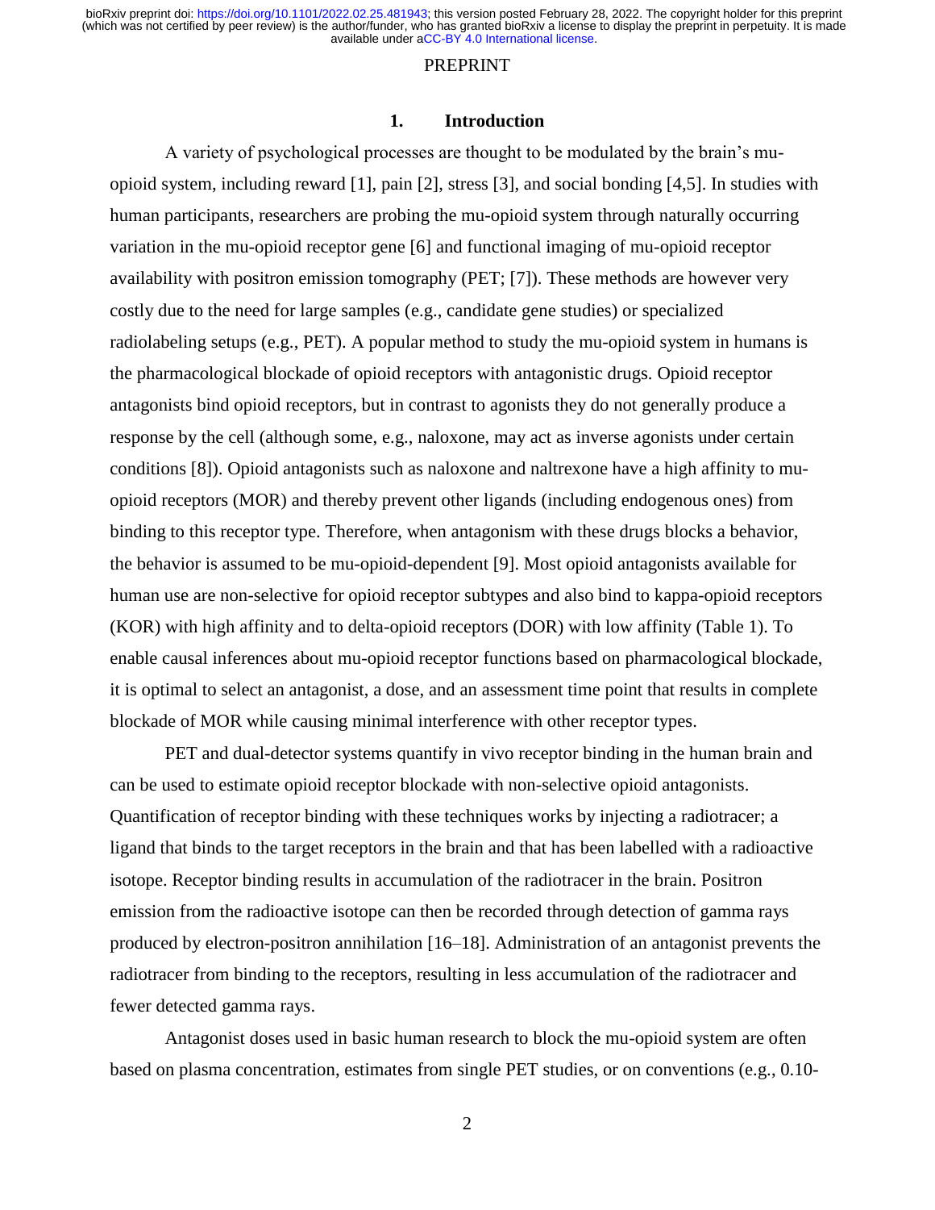## 1. Introduction

A variety of psychological processes are thought to be modulated by the brain's mu-opioid system, including reward [1], pain [2], stress [3], and social bonding [4,5]. In studies with human participants, researchers are probing the mu-opioid system through naturally occurring variation in the mu-opioid receptor gene [6] and functional imaging of mu-opioid receptor availability with positron emission tomography (PET; [7]). These methods are however very costly due to the need for large samples (e.g., candidate gene studies) or specialized radiolabeling setups (e.g., PET). A popular method to study the mu-opioid system in humans is the pharmacological blockade of opioid receptors with antagonistic drugs. Opioid receptor antagonists bind opioid receptors, but in contrast to agonists they do not generally produce a response by the cell (although some, e.g., naloxone, may act as inverse agonists under certain conditions [8]). Opioid antagonists such as naloxone and naltrexone have a high affinity to mu-opioid receptors (MOR) and thereby prevent other ligands (including endogenous ones) from binding to this receptor type. Therefore, when antagonism with these drugs blocks a behavior, the behavior is assumed to be mu-opioid-dependent [9]. Most opioid antagonists available for human use are non-selective for opioid receptor subtypes and also bind to kappa-opioid receptors (KOR) with high affinity and to delta-opioid receptors (DOR) with low affinity (Table 1). To enable causal inferences about mu-opioid receptor functions based on pharmacological blockade, it is optimal to select an antagonist, a dose, and an assessment time point that results in complete blockade of MOR while causing minimal interference with other receptor types.

PET and dual-detector systems quantify in vivo receptor binding in the human brain and can be used to estimate opioid receptor blockade with non-selective opioid antagonists. Quantification of receptor binding with these techniques works by injecting a radiotracer; a ligand that binds to the target receptors in the brain and that has been labelled with a radioactive isotope. Receptor binding results in accumulation of the radiotracer in the brain. Positron emission from the radioactive isotope can then be recorded through detection of gamma rays produced by electron-positron annihilation [16–18]. Administration of an antagonist prevents the radiotracer from binding to the receptors, resulting in less accumulation of the radiotracer and fewer detected gamma rays.

Antagonist doses used in basic human research to block the mu-opioid system are often based on plasma concentration, estimates from single PET studies, or on conventions (e.g., 0.10-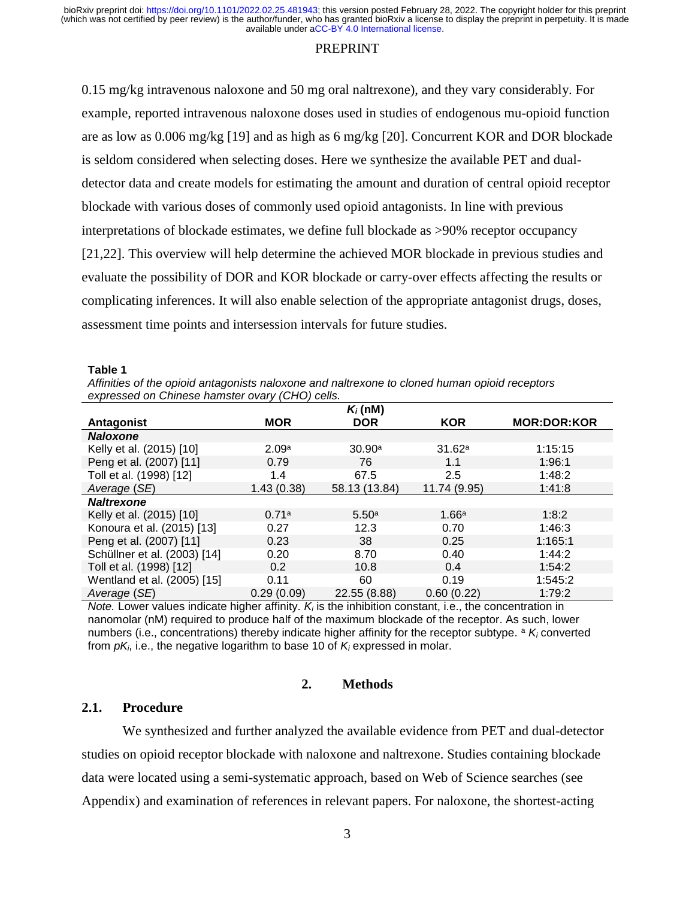0.15 mg/kg intravenous naloxone and 50 mg oral naltrexone), and they vary considerably. For example, reported intravenous naloxone doses used in studies of endogenous mu-opioid function are as low as 0.006 mg/kg [19] and as high as 6 mg/kg [20]. Concurrent KOR and DOR blockade is seldom considered when selecting doses. Here we synthesize the available PET and dual-detector data and create models for estimating the amount and duration of central opioid receptor blockade with various doses of commonly used opioid antagonists. In line with previous interpretations of blockade estimates, we define full blockade as >90% receptor occupancy [21,22]. This overview will help determine the achieved MOR blockade in previous studies and evaluate the possibility of DOR and KOR blockade or carry-over effects affecting the results or complicating inferences. It will also enable selection of the appropriate antagonist drugs, doses, assessment time points and intersession intervals for future studies.

**Table 1**

*Affinities of the opioid antagonists naloxone and naltrexone to cloned human opioid receptors expressed on Chinese hamster ovary (CHO) cells.*

| | $K_i$ (nM) | | | |
|---|---|---|---|---|
| **Antagonist** | **MOR** | **DOR** | **KOR** | **MOR:DOR:KOR** |
| ***Naloxone*** | | | | |
| Kelly et al. (2015) [10] | 2.09[a] | 30.90[a] | 31.62[a] | 1:15:15 |
| Peng et al. (2007) [11] | 0.79 | 76 | 1.1 | 1:96:1 |
| Toll et al. (1998) [12] | 1.4 | 67.5 | 2.5 | 1:48:2 |
| *Average* (*SE*) | 1.43 (0.38) | 58.13 (13.84) | 11.74 (9.95) | 1:41:8 |
| ***Naltrexone*** | | | | |
| Kelly et al. (2015) [10] | 0.71[a] | 5.50[a] | 1.66[a] | 1:8:2 |
| Konoura et al. (2015) [13] | 0.27 | 12.3 | 0.70 | 1:46:3 |
| Peng et al. (2007) [11] | 0.23 | 38 | 0.25 | 1:165:1 |
| Schüllner et al. (2003) [14] | 0.20 | 8.70 | 0.40 | 1:44:2 |
| Toll et al. (1998) [12] | 0.2 | 10.8 | 0.4 | 1:54:2 |
| Wentland et al. (2005) [15] | 0.11 | 60 | 0.19 | 1:545:2 |
| *Average* (*SE*) | 0.29 (0.09) | 22.55 (8.88) | 0.60 (0.22) | 1:79:2 |

*Note.* Lower values indicate higher affinity. $K_i$ is the inhibition constant, i.e., the concentration in nanomolar (nM) required to produce half of the maximum blockade of the receptor. As such, lower numbers (i.e., concentrations) thereby indicate higher affinity for the receptor subtype. [a] $K_i$ converted from $pK_i$, i.e., the negative logarithm to base 10 of $K_i$ expressed in molar.

## 2. Methods

### 2.1. Procedure

We synthesized and further analyzed the available evidence from PET and dual-detector studies on opioid receptor blockade with naloxone and naltrexone. Studies containing blockade data were located using a semi-systematic approach, based on Web of Science searches (see Appendix) and examination of references in relevant papers. For naloxone, the shortest-acting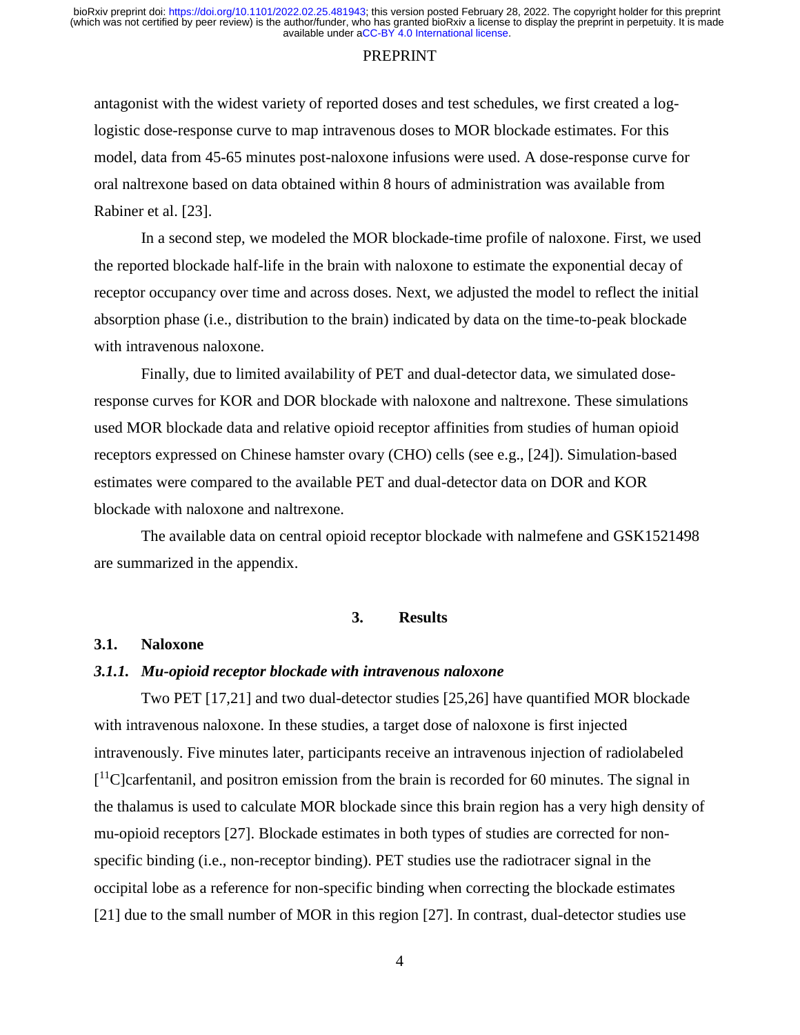antagonist with the widest variety of reported doses and test schedules, we first created a log-logistic dose-response curve to map intravenous doses to MOR blockade estimates. For this model, data from 45-65 minutes post-naloxone infusions were used. A dose-response curve for oral naltrexone based on data obtained within 8 hours of administration was available from Rabiner et al. [23].

In a second step, we modeled the MOR blockade-time profile of naloxone. First, we used the reported blockade half-life in the brain with naloxone to estimate the exponential decay of receptor occupancy over time and across doses. Next, we adjusted the model to reflect the initial absorption phase (i.e., distribution to the brain) indicated by data on the time-to-peak blockade with intravenous naloxone.

Finally, due to limited availability of PET and dual-detector data, we simulated dose-response curves for KOR and DOR blockade with naloxone and naltrexone. These simulations used MOR blockade data and relative opioid receptor affinities from studies of human opioid receptors expressed on Chinese hamster ovary (CHO) cells (see e.g., [24]). Simulation-based estimates were compared to the available PET and dual-detector data on DOR and KOR blockade with naloxone and naltrexone.

The available data on central opioid receptor blockade with nalmefene and GSK1521498 are summarized in the appendix.

## 3. Results

### 3.1. Naloxone

#### *3.1.1. Mu-opioid receptor blockade with intravenous naloxone*

Two PET [17,21] and two dual-detector studies [25,26] have quantified MOR blockade with intravenous naloxone. In these studies, a target dose of naloxone is first injected intravenously. Five minutes later, participants receive an intravenous injection of radiolabeled [$^{11}$C]carfentanil, and positron emission from the brain is recorded for 60 minutes. The signal in the thalamus is used to calculate MOR blockade since this brain region has a very high density of mu-opioid receptors [27]. Blockade estimates in both types of studies are corrected for non-specific binding (i.e., non-receptor binding). PET studies use the radiotracer signal in the occipital lobe as a reference for non-specific binding when correcting the blockade estimates [21] due to the small number of MOR in this region [27]. In contrast, dual-detector studies use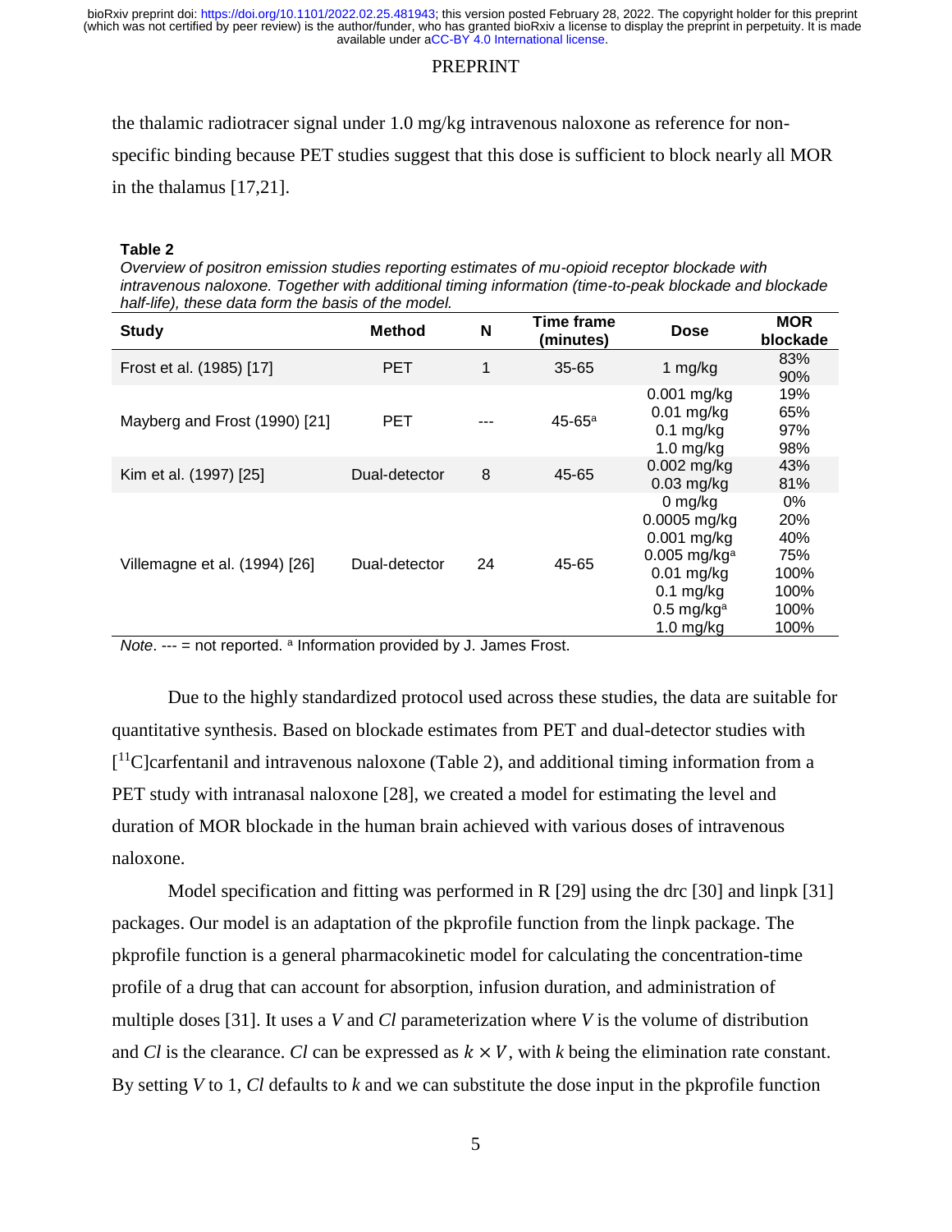the thalamic radiotracer signal under 1.0 mg/kg intravenous naloxone as reference for non-specific binding because PET studies suggest that this dose is sufficient to block nearly all MOR in the thalamus [17,21].

**Table 2**

*Overview of positron emission studies reporting estimates of mu-opioid receptor blockade with intravenous naloxone. Together with additional timing information (time-to-peak blockade and blockade half-life), these data form the basis of the model.*

| Study | Method | N | Time frame (minutes) | Dose | MOR blockade |
|---|---|---|---|---|---|
| Frost et al. (1985) [17] | PET | 1 | 35-65 | 1 mg/kg | 83%<br>90% |
| Mayberg and Frost (1990) [21] | PET | --- | 45-65[a] | 0.001 mg/kg<br>0.01 mg/kg<br>0.1 mg/kg<br>1.0 mg/kg | 19%<br>65%<br>97%<br>98% |
| Kim et al. (1997) [25] | Dual-detector | 8 | 45-65 | 0.002 mg/kg<br>0.03 mg/kg | 43%<br>81% |
| Villemagne et al. (1994) [26] | Dual-detector | 24 | 45-65 | 0 mg/kg<br>0.0005 mg/kg<br>0.001 mg/kg<br>0.005 mg/kg[a]<br>0.01 mg/kg<br>0.1 mg/kg<br>0.5 mg/kg[a]<br>1.0 mg/kg | 0%<br>20%<br>40%<br>75%<br>100%<br>100%<br>100%<br>100% |

*Note*. --- = not reported. [a] Information provided by J. James Frost.

Due to the highly standardized protocol used across these studies, the data are suitable for quantitative synthesis. Based on blockade estimates from PET and dual-detector studies with [$^{11}$C]carfentanil and intravenous naloxone (Table 2), and additional timing information from a PET study with intranasal naloxone [28], we created a model for estimating the level and duration of MOR blockade in the human brain achieved with various doses of intravenous naloxone.

Model specification and fitting was performed in R [29] using the drc [30] and linpk [31] packages. Our model is an adaptation of the pkprofile function from the linpk package. The pkprofile function is a general pharmacokinetic model for calculating the concentration-time profile of a drug that can account for absorption, infusion duration, and administration of multiple doses [31]. It uses a $V$ and $Cl$ parameterization where $V$ is the volume of distribution and $Cl$ is the clearance. $Cl$ can be expressed as $k \times V$, with $k$ being the elimination rate constant. By setting $V$ to 1, $Cl$ defaults to $k$ and we can substitute the dose input in the pkprofile function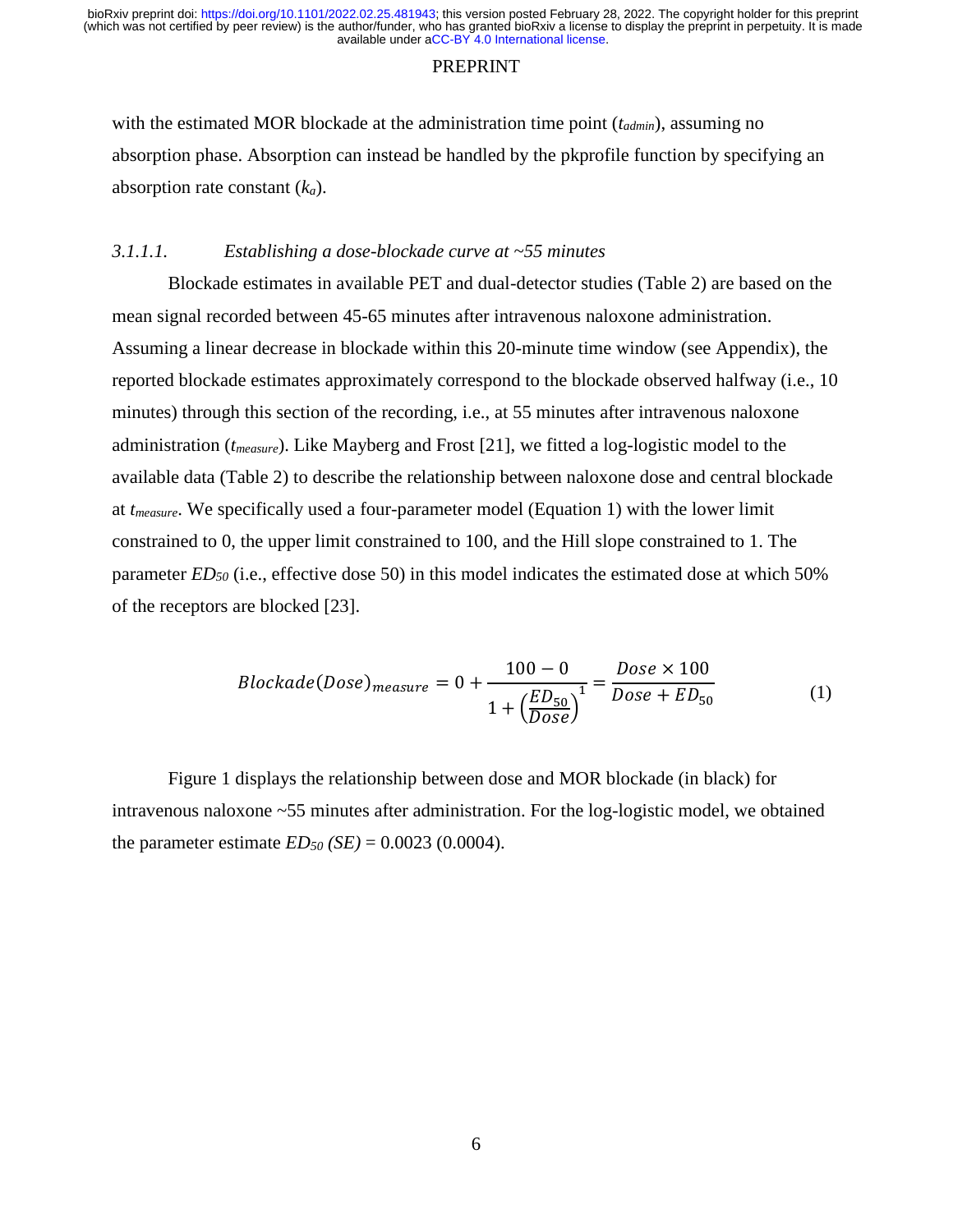with the estimated MOR blockade at the administration time point ($t_{admin}$), assuming no absorption phase. Absorption can instead be handled by the pkprofile function by specifying an absorption rate constant ($k_a$).

#### *3.1.1.1. Establishing a dose-blockade curve at ~55 minutes*

Blockade estimates in available PET and dual-detector studies (Table 2) are based on the mean signal recorded between 45-65 minutes after intravenous naloxone administration. Assuming a linear decrease in blockade within this 20-minute time window (see Appendix), the reported blockade estimates approximately correspond to the blockade observed halfway (i.e., 10 minutes) through this section of the recording, i.e., at 55 minutes after intravenous naloxone administration ($t_{measure}$). Like Mayberg and Frost [21], we fitted a log-logistic model to the available data (Table 2) to describe the relationship between naloxone dose and central blockade at $t_{measure}$. We specifically used a four-parameter model (Equation 1) with the lower limit constrained to 0, the upper limit constrained to 100, and the Hill slope constrained to 1. The parameter $ED_{50}$ (i.e., effective dose 50) in this model indicates the estimated dose at which 50% of the receptors are blocked [23].

$$Blockade(Dose)_{measure} = 0 + \frac{100 - 0}{1 + \left(\frac{ED_{50}}{Dose}\right)^1} = \frac{Dose \times 100}{Dose + ED_{50}} \tag{1}$$

Figure 1 displays the relationship between dose and MOR blockade (in black) for intravenous naloxone ~55 minutes after administration. For the log-logistic model, we obtained the parameter estimate $ED_{50}$ $(SE)$ = 0.0023 (0.0004).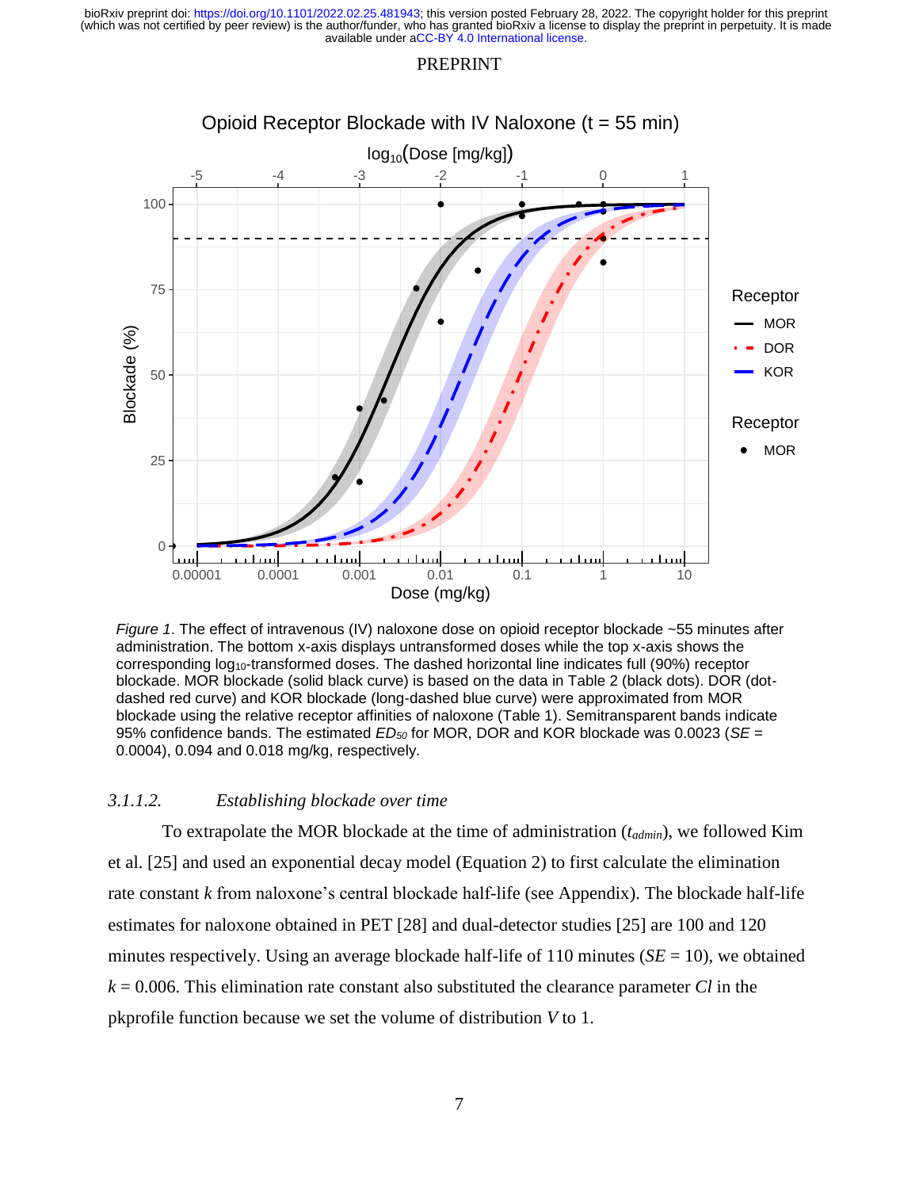Figure 1. The effect of intravenous (IV) naloxone dose on opioid receptor blockade ~55 minutes after administration. The bottom x-axis displays untransformed doses while the top x-axis shows the corresponding $\log_{10}$-transformed doses. The dashed horizontal line indicates full (90%) receptor blockade. MOR blockade (solid black curve) is based on the data in Table 2 (black dots). DOR (dot-dashed red curve) and KOR blockade (long-dashed blue curve) were approximated from MOR blockade using the relative receptor affinities of naloxone (Table 1). Semitransparent bands indicate 95% confidence bands. The estimated $ED_{50}$ for MOR, DOR and KOR blockade was 0.0023 ($SE$ = 0.0004), 0.094 and 0.018 mg/kg, respectively.

#### 3.1.1.2. *Establishing blockade over time*

To extrapolate the MOR blockade at the time of administration ($t_{admin}$), we followed Kim et al. [25] and used an exponential decay model (Equation 2) to first calculate the elimination rate constant $k$ from naloxone's central blockade half-life (see Appendix). The blockade half-life estimates for naloxone obtained in PET [28] and dual-detector studies [25] are 100 and 120 minutes respectively. Using an average blockade half-life of 110 minutes ($SE$ = 10), we obtained $k$ = 0.006. This elimination rate constant also substituted the clearance parameter $Cl$ in the pkprofile function because we set the volume of distribution $V$ to 1.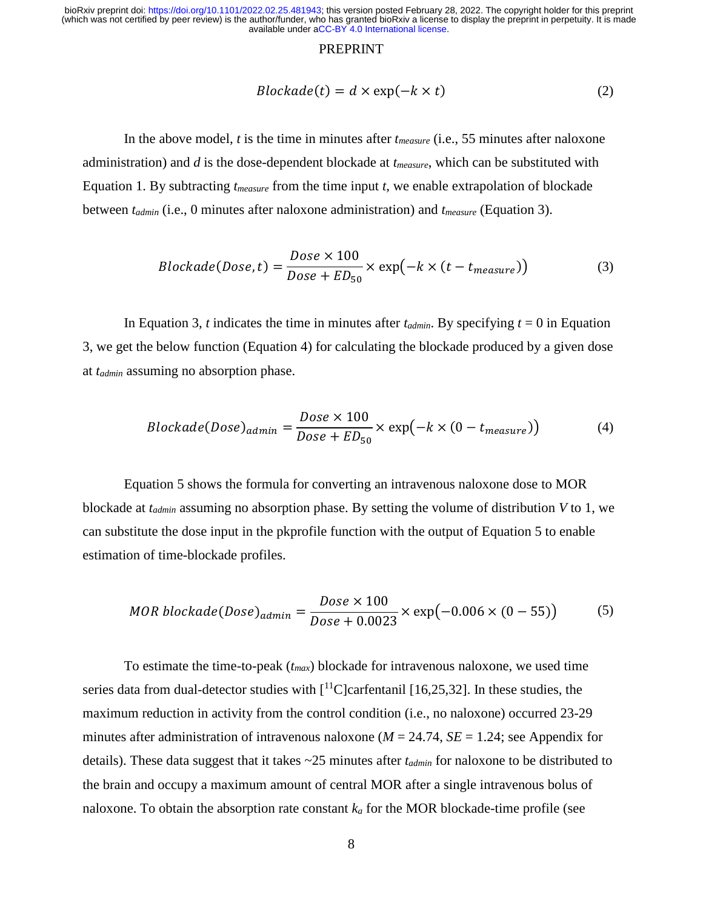$$Blockade(t) = d \times \exp(-k \times t) \tag{2}$$

In the above model, $t$ is the time in minutes after $t_{measure}$ (i.e., 55 minutes after naloxone administration) and $d$ is the dose-dependent blockade at $t_{measure}$, which can be substituted with Equation 1. By subtracting $t_{measure}$ from the time input $t$, we enable extrapolation of blockade between $t_{admin}$ (i.e., 0 minutes after naloxone administration) and $t_{measure}$ (Equation 3).

$$Blockade(Dose, t) = \frac{Dose \times 100}{Dose + ED_{50}} \times \exp\left(-k \times (t - t_{measure})\right) \tag{3}$$

In Equation 3, $t$ indicates the time in minutes after $t_{admin}$. By specifying $t = 0$ in Equation 3, we get the below function (Equation 4) for calculating the blockade produced by a given dose at $t_{admin}$ assuming no absorption phase.

$$Blockade(Dose)_{admin} = \frac{Dose \times 100}{Dose + ED_{50}} \times \exp\left(-k \times (0 - t_{measure})\right) \tag{4}$$

Equation 5 shows the formula for converting an intravenous naloxone dose to MOR blockade at $t_{admin}$ assuming no absorption phase. By setting the volume of distribution $V$ to 1, we can substitute the dose input in the pkprofile function with the output of Equation 5 to enable estimation of time-blockade profiles.

$$MOR\ blockade(Dose)_{admin} = \frac{Dose \times 100}{Dose + 0.0023} \times \exp\left(-0.006 \times (0 - 55)\right) \tag{5}$$

To estimate the time-to-peak ($t_{max}$) blockade for intravenous naloxone, we used time series data from dual-detector studies with [$^{11}$C]carfentanil [16,25,32]. In these studies, the maximum reduction in activity from the control condition (i.e., no naloxone) occurred 23-29 minutes after administration of intravenous naloxone ($M$ = 24.74, $SE$ = 1.24; see Appendix for details). These data suggest that it takes ~25 minutes after $t_{admin}$ for naloxone to be distributed to the brain and occupy a maximum amount of central MOR after a single intravenous bolus of naloxone. To obtain the absorption rate constant $k_a$ for the MOR blockade-time profile (see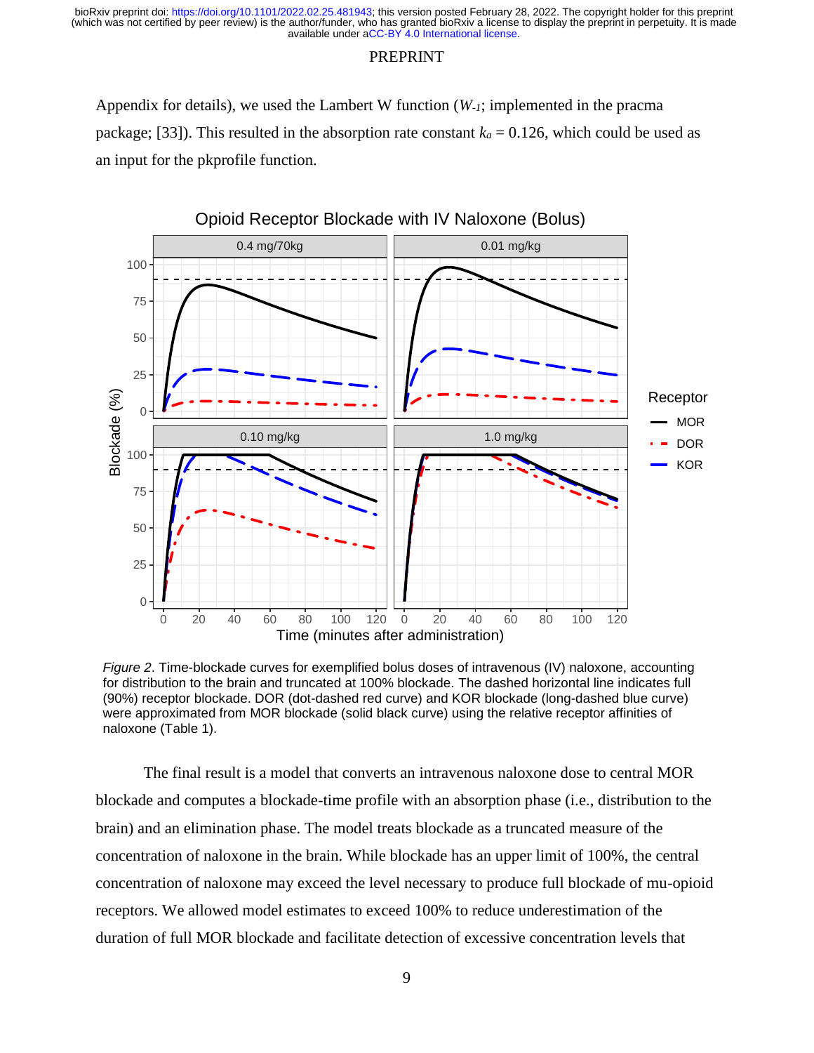Appendix for details), we used the Lambert W function ($W_{-1}$; implemented in the pracma package; [33]). This resulted in the absorption rate constant $k_a = 0.126$, which could be used as an input for the pkprofile function.

*Figure 2*. Time-blockade curves for exemplified bolus doses of intravenous (IV) naloxone, accounting for distribution to the brain and truncated at 100% blockade. The dashed horizontal line indicates full (90%) receptor blockade. DOR (dot-dashed red curve) and KOR blockade (long-dashed blue curve) were approximated from MOR blockade (solid black curve) using the relative receptor affinities of naloxone (Table 1).

The final result is a model that converts an intravenous naloxone dose to central MOR blockade and computes a blockade-time profile with an absorption phase (i.e., distribution to the brain) and an elimination phase. The model treats blockade as a truncated measure of the concentration of naloxone in the brain. While blockade has an upper limit of 100%, the central concentration of naloxone may exceed the level necessary to produce full blockade of mu-opioid receptors. We allowed model estimates to exceed 100% to reduce underestimation of the duration of full MOR blockade and facilitate detection of excessive concentration levels that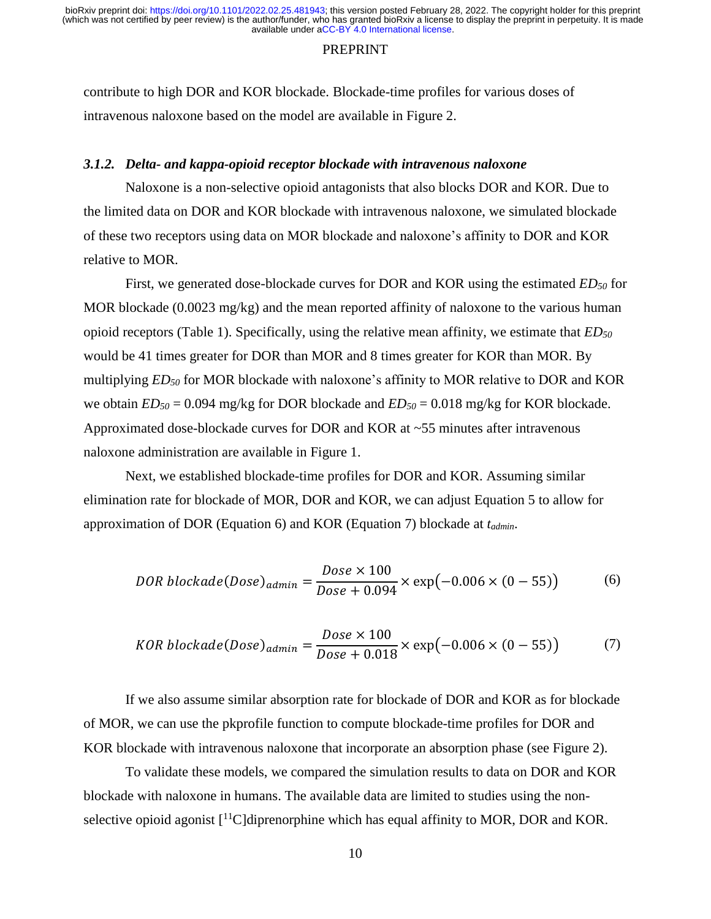contribute to high DOR and KOR blockade. Blockade-time profiles for various doses of intravenous naloxone based on the model are available in Figure 2.

### 3.1.2. *Delta- and kappa-opioid receptor blockade with intravenous naloxone*

Naloxone is a non-selective opioid antagonists that also blocks DOR and KOR. Due to the limited data on DOR and KOR blockade with intravenous naloxone, we simulated blockade of these two receptors using data on MOR blockade and naloxone's affinity to DOR and KOR relative to MOR.

First, we generated dose-blockade curves for DOR and KOR using the estimated $ED_{50}$ for MOR blockade (0.0023 mg/kg) and the mean reported affinity of naloxone to the various human opioid receptors (Table 1). Specifically, using the relative mean affinity, we estimate that $ED_{50}$ would be 41 times greater for DOR than MOR and 8 times greater for KOR than MOR. By multiplying $ED_{50}$ for MOR blockade with naloxone's affinity to MOR relative to DOR and KOR we obtain $ED_{50}$ = 0.094 mg/kg for DOR blockade and $ED_{50}$ = 0.018 mg/kg for KOR blockade. Approximated dose-blockade curves for DOR and KOR at ~55 minutes after intravenous naloxone administration are available in Figure 1.

Next, we established blockade-time profiles for DOR and KOR. Assuming similar elimination rate for blockade of MOR, DOR and KOR, we can adjust Equation 5 to allow for approximation of DOR (Equation 6) and KOR (Equation 7) blockade at $t_{admin}$.

$$DOR\ blockade(Dose)_{admin} = \frac{Dose \times 100}{Dose + 0.094} \times \exp\big(-0.006 \times (0 - 55)\big) \tag{6}$$

$$KOR\ blockade(Dose)_{admin} = \frac{Dose \times 100}{Dose + 0.018} \times \exp\big(-0.006 \times (0 - 55)\big) \tag{7}$$

If we also assume similar absorption rate for blockade of DOR and KOR as for blockade of MOR, we can use the pkprofile function to compute blockade-time profiles for DOR and KOR blockade with intravenous naloxone that incorporate an absorption phase (see Figure 2).

To validate these models, we compared the simulation results to data on DOR and KOR blockade with naloxone in humans. The available data are limited to studies using the non-selective opioid agonist [$^{11}$C]diprenorphine which has equal affinity to MOR, DOR and KOR.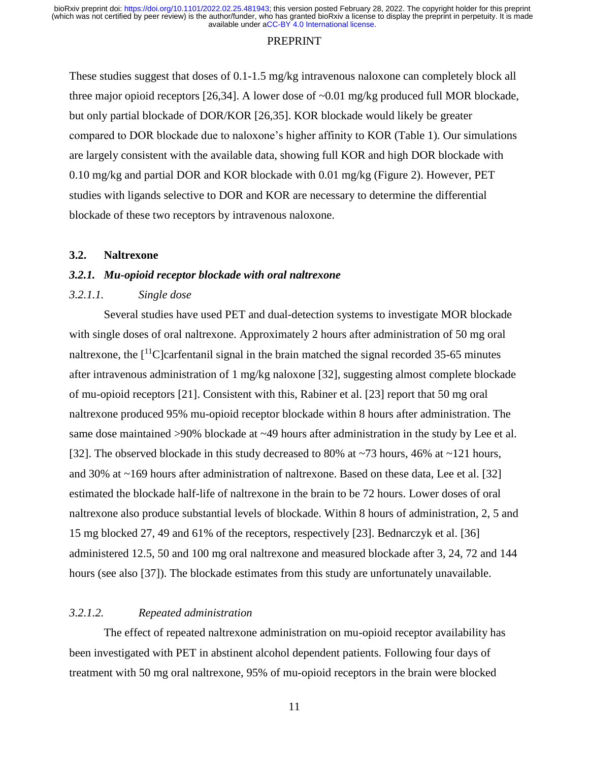These studies suggest that doses of 0.1-1.5 mg/kg intravenous naloxone can completely block all three major opioid receptors [26,34]. A lower dose of ~0.01 mg/kg produced full MOR blockade, but only partial blockade of DOR/KOR [26,35]. KOR blockade would likely be greater compared to DOR blockade due to naloxone's higher affinity to KOR (Table 1). Our simulations are largely consistent with the available data, showing full KOR and high DOR blockade with 0.10 mg/kg and partial DOR and KOR blockade with 0.01 mg/kg (Figure 2). However, PET studies with ligands selective to DOR and KOR are necessary to determine the differential blockade of these two receptors by intravenous naloxone.

## 3.2. Naltrexone

### *3.2.1. Mu-opioid receptor blockade with oral naltrexone*

#### *3.2.1.1. Single dose*

Several studies have used PET and dual-detection systems to investigate MOR blockade with single doses of oral naltrexone. Approximately 2 hours after administration of 50 mg oral naltrexone, the [$^{11}$C]carfentanil signal in the brain matched the signal recorded 35-65 minutes after intravenous administration of 1 mg/kg naloxone [32], suggesting almost complete blockade of mu-opioid receptors [21]. Consistent with this, Rabiner et al. [23] report that 50 mg oral naltrexone produced 95% mu-opioid receptor blockade within 8 hours after administration. The same dose maintained >90% blockade at ~49 hours after administration in the study by Lee et al. [32]. The observed blockade in this study decreased to 80% at ~73 hours, 46% at ~121 hours, and 30% at ~169 hours after administration of naltrexone. Based on these data, Lee et al. [32] estimated the blockade half-life of naltrexone in the brain to be 72 hours. Lower doses of oral naltrexone also produce substantial levels of blockade. Within 8 hours of administration, 2, 5 and 15 mg blocked 27, 49 and 61% of the receptors, respectively [23]. Bednarczyk et al. [36] administered 12.5, 50 and 100 mg oral naltrexone and measured blockade after 3, 24, 72 and 144 hours (see also [37]). The blockade estimates from this study are unfortunately unavailable.

#### *3.2.1.2. Repeated administration*

The effect of repeated naltrexone administration on mu-opioid receptor availability has been investigated with PET in abstinent alcohol dependent patients. Following four days of treatment with 50 mg oral naltrexone, 95% of mu-opioid receptors in the brain were blocked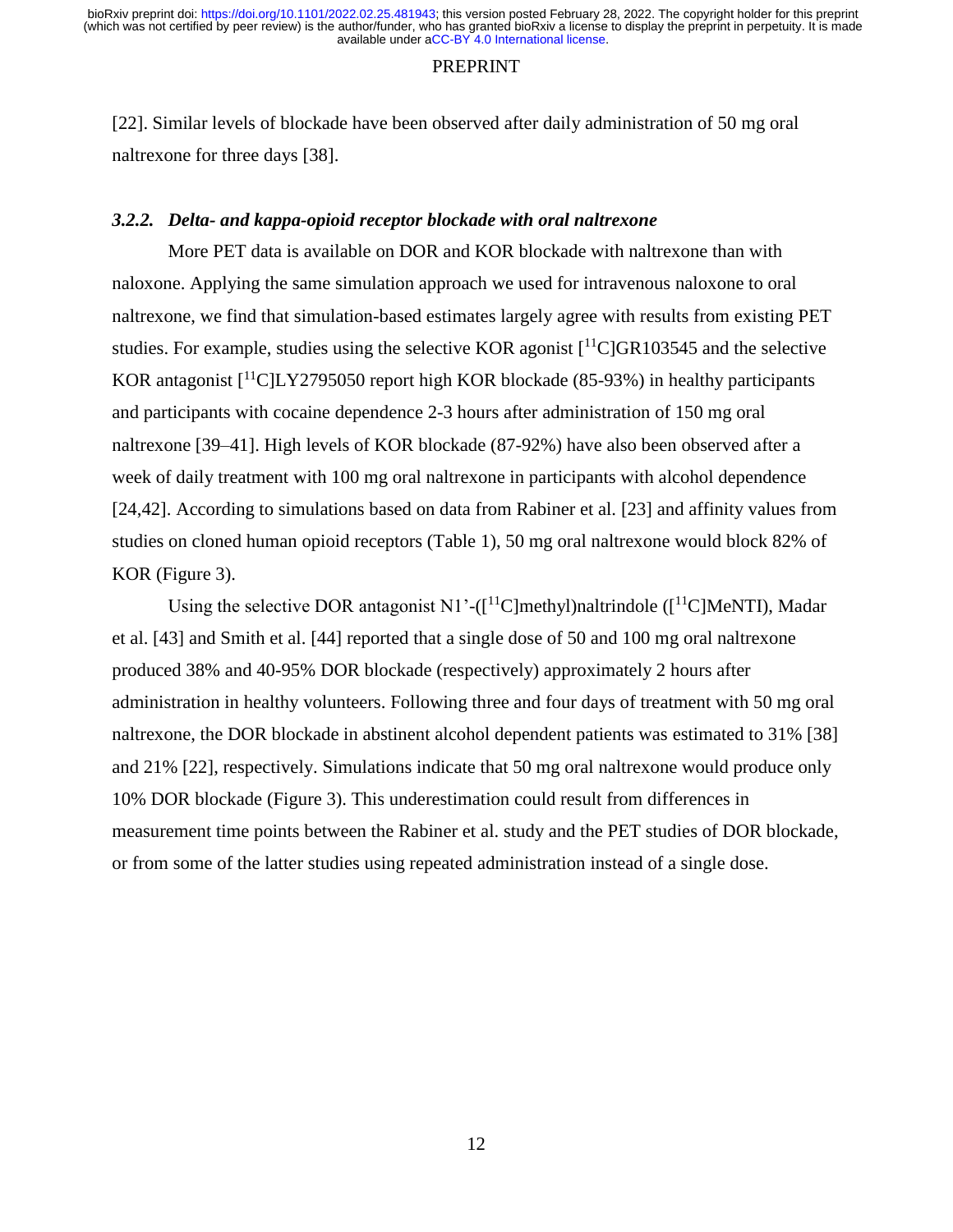[22]. Similar levels of blockade have been observed after daily administration of 50 mg oral naltrexone for three days [38].

### *3.2.2. Delta- and kappa-opioid receptor blockade with oral naltrexone*

More PET data is available on DOR and KOR blockade with naltrexone than with naloxone. Applying the same simulation approach we used for intravenous naloxone to oral naltrexone, we find that simulation-based estimates largely agree with results from existing PET studies. For example, studies using the selective KOR agonist [$^{11}$C]GR103545 and the selective KOR antagonist [$^{11}$C]LY2795050 report high KOR blockade (85-93%) in healthy participants and participants with cocaine dependence 2-3 hours after administration of 150 mg oral naltrexone [39–41]. High levels of KOR blockade (87-92%) have also been observed after a week of daily treatment with 100 mg oral naltrexone in participants with alcohol dependence [24,42]. According to simulations based on data from Rabiner et al. [23] and affinity values from studies on cloned human opioid receptors (Table 1), 50 mg oral naltrexone would block 82% of KOR (Figure 3).

Using the selective DOR antagonist N1'-([$^{11}$C]methyl)naltrindole ([$^{11}$C]MeNTI), Madar et al. [43] and Smith et al. [44] reported that a single dose of 50 and 100 mg oral naltrexone produced 38% and 40-95% DOR blockade (respectively) approximately 2 hours after administration in healthy volunteers. Following three and four days of treatment with 50 mg oral naltrexone, the DOR blockade in abstinent alcohol dependent patients was estimated to 31% [38] and 21% [22], respectively. Simulations indicate that 50 mg oral naltrexone would produce only 10% DOR blockade (Figure 3). This underestimation could result from differences in measurement time points between the Rabiner et al. study and the PET studies of DOR blockade, or from some of the latter studies using repeated administration instead of a single dose.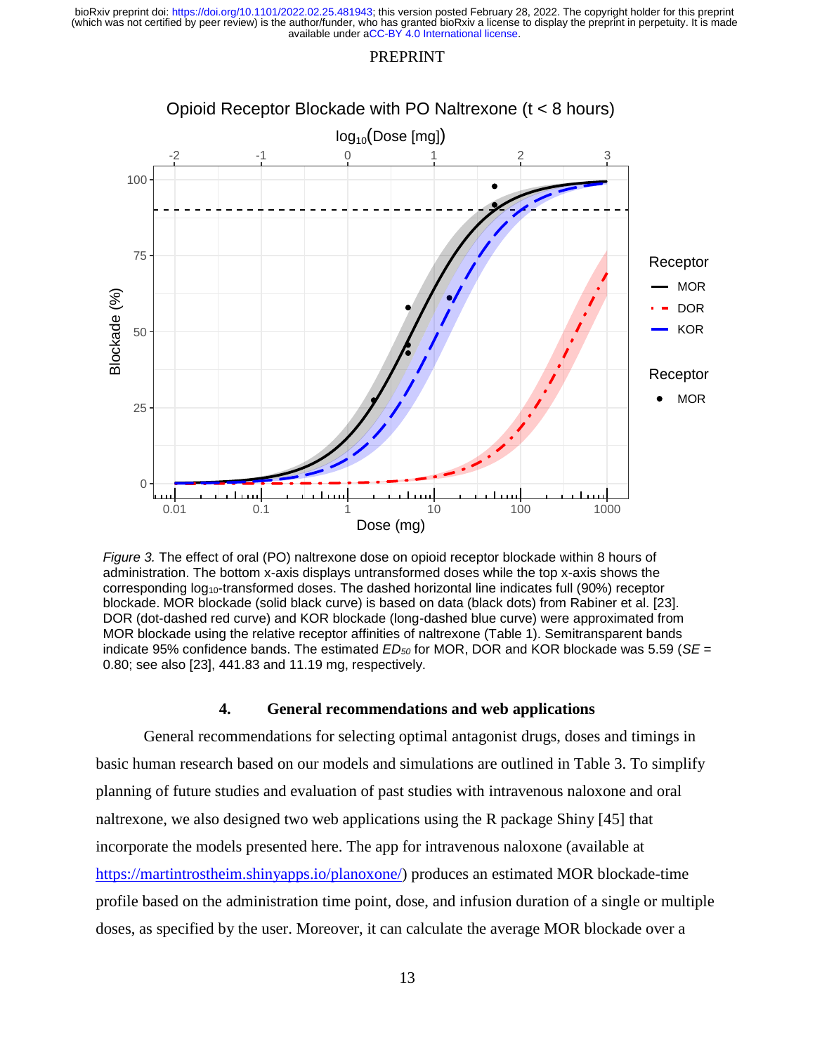Figure 3. The effect of oral (PO) naltrexone dose on opioid receptor blockade within 8 hours of administration. The bottom x-axis displays untransformed doses while the top x-axis shows the corresponding $log_{10}$-transformed doses. The dashed horizontal line indicates full (90%) receptor blockade. MOR blockade (solid black curve) is based on data (black dots) from Rabiner et al. [23]. DOR (dot-dashed red curve) and KOR blockade (long-dashed blue curve) were approximated from MOR blockade using the relative receptor affinities of naltrexone (Table 1). Semitransparent bands indicate 95% confidence bands. The estimated $ED_{50}$ for MOR, DOR and KOR blockade was 5.59 ($SE$ = 0.80; see also [23], 441.83 and 11.19 mg, respectively.

## 4. General recommendations and web applications

General recommendations for selecting optimal antagonist drugs, doses and timings in basic human research based on our models and simulations are outlined in Table 3. To simplify planning of future studies and evaluation of past studies with intravenous naloxone and oral naltrexone, we also designed two web applications using the R package Shiny [45] that incorporate the models presented here. The app for intravenous naloxone (available at https://martintrostheim.shinyapps.io/planoxone/) produces an estimated MOR blockade-time profile based on the administration time point, dose, and infusion duration of a single or multiple doses, as specified by the user. Moreover, it can calculate the average MOR blockade over a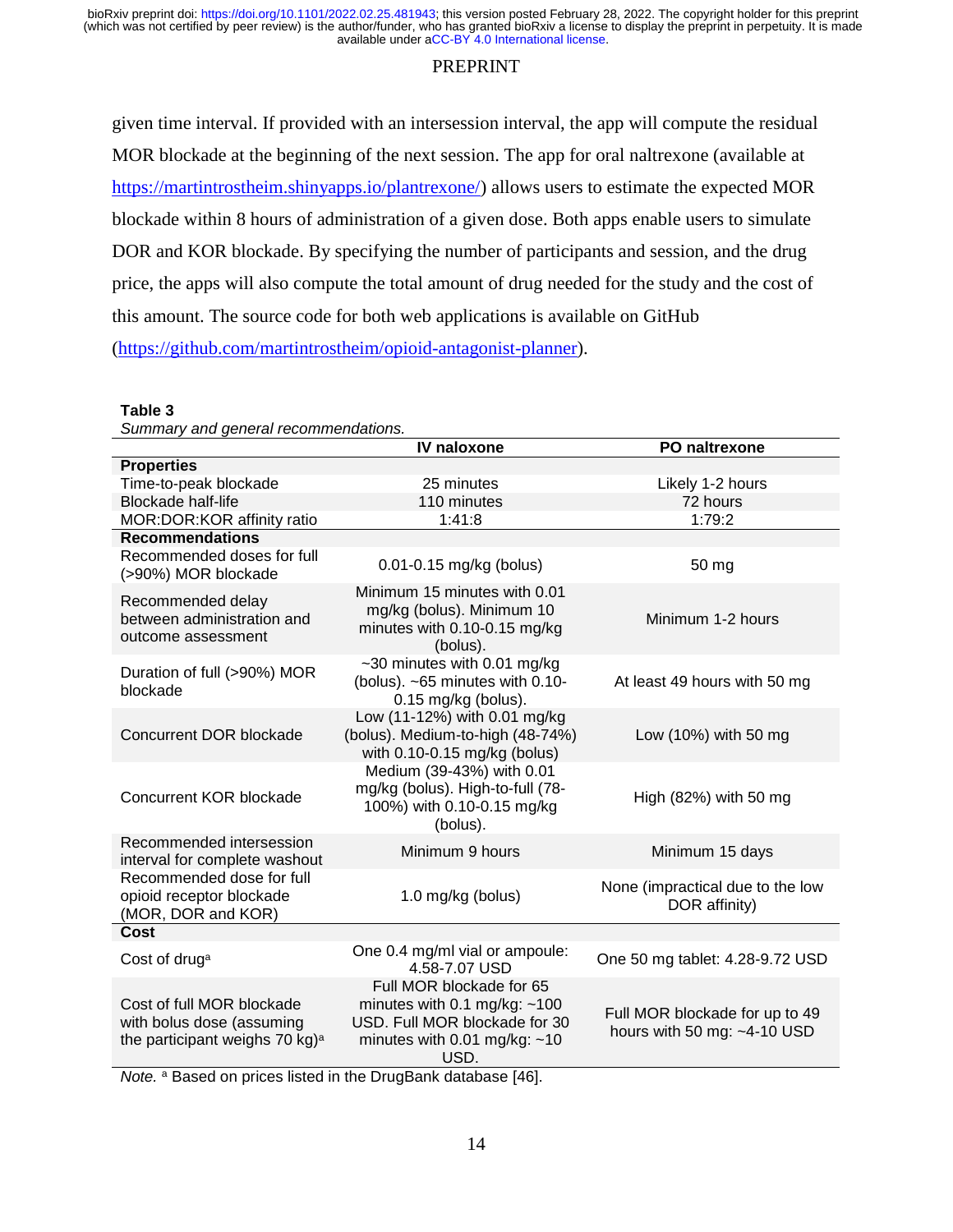given time interval. If provided with an intersession interval, the app will compute the residual MOR blockade at the beginning of the next session. The app for oral naltrexone (available at https://martintrostheim.shinyapps.io/plantrexone/) allows users to estimate the expected MOR blockade within 8 hours of administration of a given dose. Both apps enable users to simulate DOR and KOR blockade. By specifying the number of participants and session, and the drug price, the apps will also compute the total amount of drug needed for the study and the cost of this amount. The source code for both web applications is available on GitHub (https://github.com/martintrostheim/opioid-antagonist-planner).

**Table 3**

*Summary and general recommendations.*

| | IV naloxone | PO naltrexone |
|---|---|---|
| **Properties** | | |
| Time-to-peak blockade | 25 minutes | Likely 1-2 hours |
| Blockade half-life | 110 minutes | 72 hours |
| MOR:DOR:KOR affinity ratio | 1:41:8 | 1:79:2 |
| **Recommendations** | | |
| Recommended doses for full (>90%) MOR blockade | 0.01-0.15 mg/kg (bolus) | 50 mg |
| Recommended delay between administration and outcome assessment | Minimum 15 minutes with 0.01 mg/kg (bolus). Minimum 10 minutes with 0.10-0.15 mg/kg (bolus). | Minimum 1-2 hours |
| Duration of full (>90%) MOR blockade | ~30 minutes with 0.01 mg/kg (bolus). ~65 minutes with 0.10-0.15 mg/kg (bolus). | At least 49 hours with 50 mg |
| Concurrent DOR blockade | Low (11-12%) with 0.01 mg/kg (bolus). Medium-to-high (48-74%) with 0.10-0.15 mg/kg (bolus) | Low (10%) with 50 mg |
| Concurrent KOR blockade | Medium (39-43%) with 0.01 mg/kg (bolus). High-to-full (78-100%) with 0.10-0.15 mg/kg (bolus). | High (82%) with 50 mg |
| Recommended intersession interval for complete washout | Minimum 9 hours | Minimum 15 days |
| Recommended dose for full opioid receptor blockade (MOR, DOR and KOR) | 1.0 mg/kg (bolus) | None (impractical due to the low DOR affinity) |
| **Cost** | | |
| Cost of drug[a] | One 0.4 mg/ml vial or ampoule: 4.58-7.07 USD | One 50 mg tablet: 4.28-9.72 USD |
| Cost of full MOR blockade with bolus dose (assuming the participant weighs 70 kg)[a] | Full MOR blockade for 65 minutes with 0.1 mg/kg: ~100 USD. Full MOR blockade for 30 minutes with 0.01 mg/kg: ~10 USD. | Full MOR blockade for up to 49 hours with 50 mg: ~4-10 USD |

*Note.* [a] Based on prices listed in the DrugBank database [46].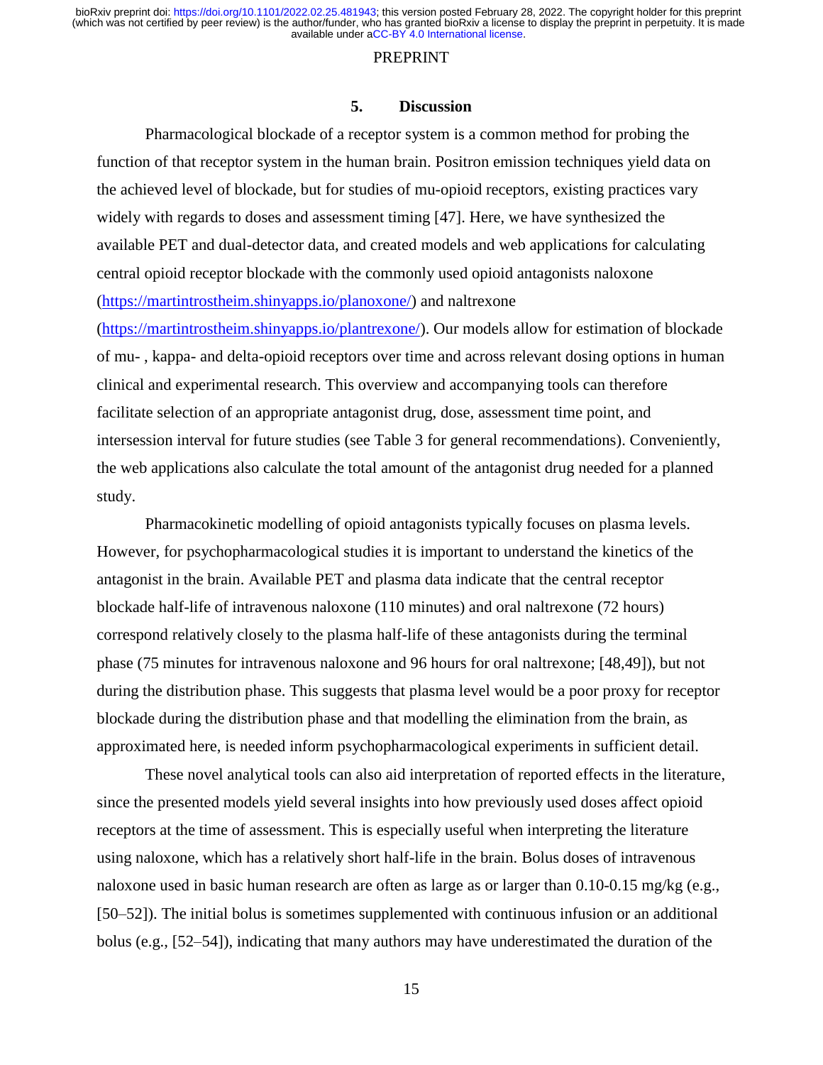## 5. Discussion

Pharmacological blockade of a receptor system is a common method for probing the function of that receptor system in the human brain. Positron emission techniques yield data on the achieved level of blockade, but for studies of mu-opioid receptors, existing practices vary widely with regards to doses and assessment timing [47]. Here, we have synthesized the available PET and dual-detector data, and created models and web applications for calculating central opioid receptor blockade with the commonly used opioid antagonists naloxone (https://martintrostheim.shinyapps.io/planoxone/) and naltrexone (https://martintrostheim.shinyapps.io/plantrexone/). Our models allow for estimation of blockade of mu- , kappa- and delta-opioid receptors over time and across relevant dosing options in human clinical and experimental research. This overview and accompanying tools can therefore facilitate selection of an appropriate antagonist drug, dose, assessment time point, and intersession interval for future studies (see Table 3 for general recommendations). Conveniently, the web applications also calculate the total amount of the antagonist drug needed for a planned study.

Pharmacokinetic modelling of opioid antagonists typically focuses on plasma levels. However, for psychopharmacological studies it is important to understand the kinetics of the antagonist in the brain. Available PET and plasma data indicate that the central receptor blockade half-life of intravenous naloxone (110 minutes) and oral naltrexone (72 hours) correspond relatively closely to the plasma half-life of these antagonists during the terminal phase (75 minutes for intravenous naloxone and 96 hours for oral naltrexone; [48,49]), but not during the distribution phase. This suggests that plasma level would be a poor proxy for receptor blockade during the distribution phase and that modelling the elimination from the brain, as approximated here, is needed inform psychopharmacological experiments in sufficient detail.

These novel analytical tools can also aid interpretation of reported effects in the literature, since the presented models yield several insights into how previously used doses affect opioid receptors at the time of assessment. This is especially useful when interpreting the literature using naloxone, which has a relatively short half-life in the brain. Bolus doses of intravenous naloxone used in basic human research are often as large as or larger than 0.10-0.15 mg/kg (e.g., [50–52]). The initial bolus is sometimes supplemented with continuous infusion or an additional bolus (e.g., [52–54]), indicating that many authors may have underestimated the duration of the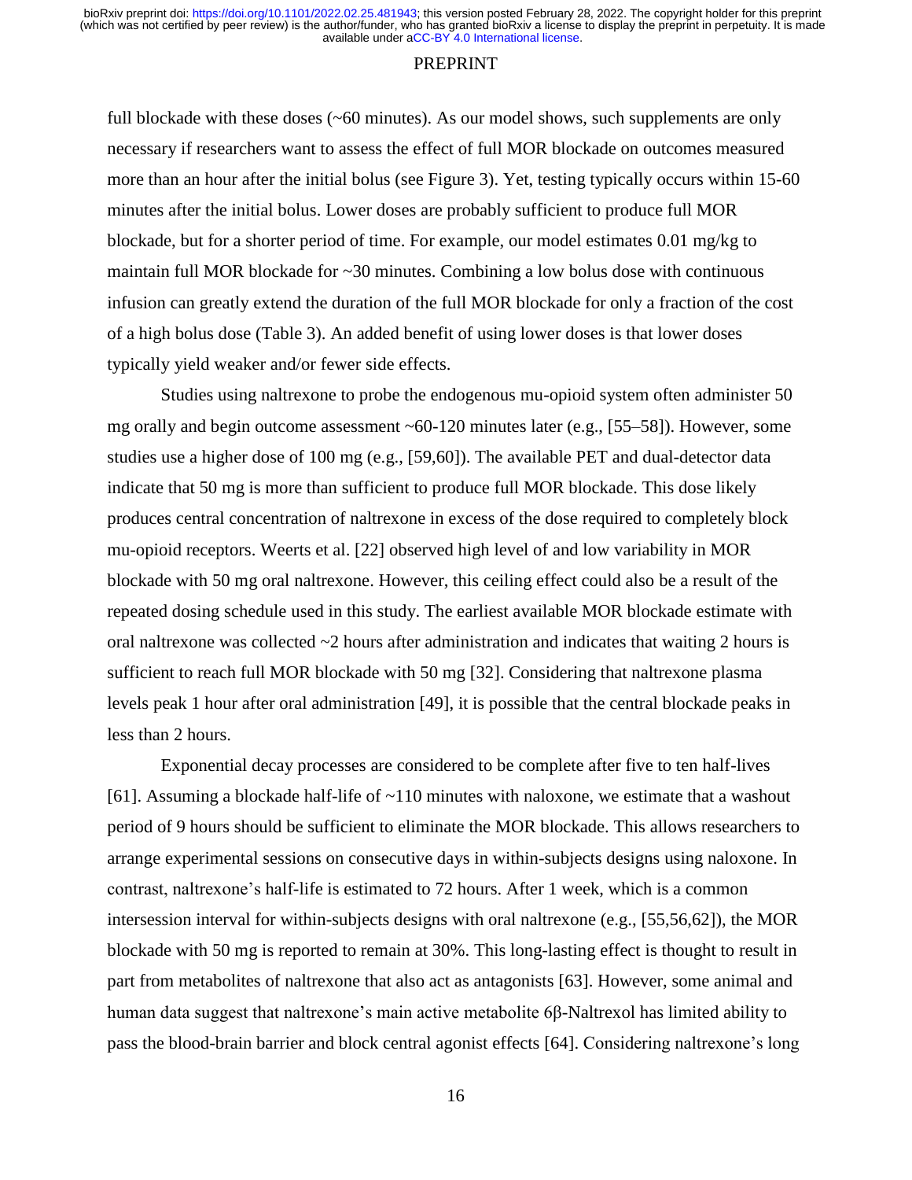full blockade with these doses (~60 minutes). As our model shows, such supplements are only necessary if researchers want to assess the effect of full MOR blockade on outcomes measured more than an hour after the initial bolus (see Figure 3). Yet, testing typically occurs within 15-60 minutes after the initial bolus. Lower doses are probably sufficient to produce full MOR blockade, but for a shorter period of time. For example, our model estimates 0.01 mg/kg to maintain full MOR blockade for ~30 minutes. Combining a low bolus dose with continuous infusion can greatly extend the duration of the full MOR blockade for only a fraction of the cost of a high bolus dose (Table 3). An added benefit of using lower doses is that lower doses typically yield weaker and/or fewer side effects.

Studies using naltrexone to probe the endogenous mu-opioid system often administer 50 mg orally and begin outcome assessment ~60-120 minutes later (e.g., [55–58]). However, some studies use a higher dose of 100 mg (e.g., [59,60]). The available PET and dual-detector data indicate that 50 mg is more than sufficient to produce full MOR blockade. This dose likely produces central concentration of naltrexone in excess of the dose required to completely block mu-opioid receptors. Weerts et al. [22] observed high level of and low variability in MOR blockade with 50 mg oral naltrexone. However, this ceiling effect could also be a result of the repeated dosing schedule used in this study. The earliest available MOR blockade estimate with oral naltrexone was collected ~2 hours after administration and indicates that waiting 2 hours is sufficient to reach full MOR blockade with 50 mg [32]. Considering that naltrexone plasma levels peak 1 hour after oral administration [49], it is possible that the central blockade peaks in less than 2 hours.

Exponential decay processes are considered to be complete after five to ten half-lives [61]. Assuming a blockade half-life of ~110 minutes with naloxone, we estimate that a washout period of 9 hours should be sufficient to eliminate the MOR blockade. This allows researchers to arrange experimental sessions on consecutive days in within-subjects designs using naloxone. In contrast, naltrexone's half-life is estimated to 72 hours. After 1 week, which is a common intersession interval for within-subjects designs with oral naltrexone (e.g., [55,56,62]), the MOR blockade with 50 mg is reported to remain at 30%. This long-lasting effect is thought to result in part from metabolites of naltrexone that also act as antagonists [63]. However, some animal and human data suggest that naltrexone's main active metabolite 6β-Naltrexol has limited ability to pass the blood-brain barrier and block central agonist effects [64]. Considering naltrexone's long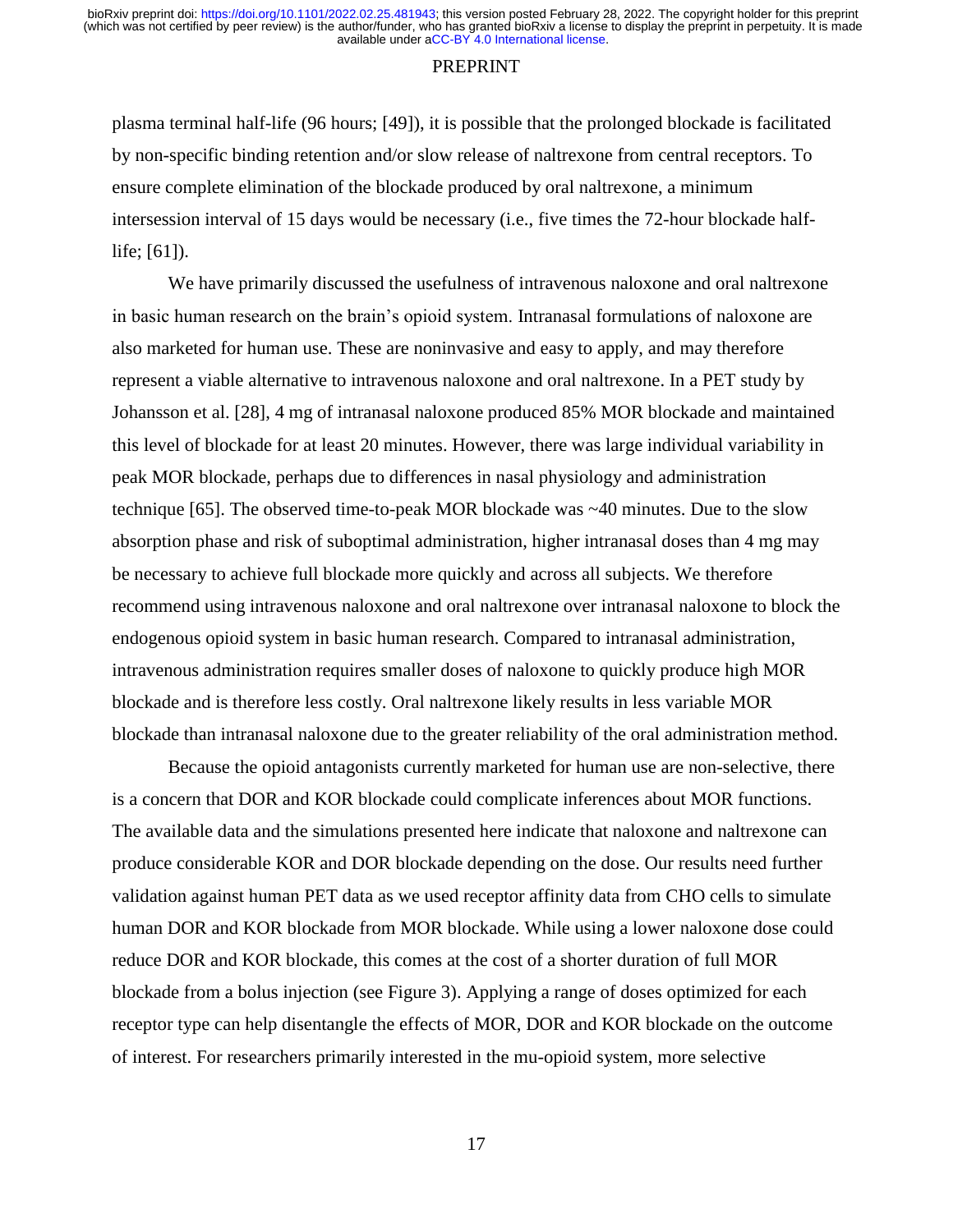plasma terminal half-life (96 hours; [49]), it is possible that the prolonged blockade is facilitated by non-specific binding retention and/or slow release of naltrexone from central receptors. To ensure complete elimination of the blockade produced by oral naltrexone, a minimum intersession interval of 15 days would be necessary (i.e., five times the 72-hour blockade half-life; [61]).

We have primarily discussed the usefulness of intravenous naloxone and oral naltrexone in basic human research on the brain's opioid system. Intranasal formulations of naloxone are also marketed for human use. These are noninvasive and easy to apply, and may therefore represent a viable alternative to intravenous naloxone and oral naltrexone. In a PET study by Johansson et al. [28], 4 mg of intranasal naloxone produced 85% MOR blockade and maintained this level of blockade for at least 20 minutes. However, there was large individual variability in peak MOR blockade, perhaps due to differences in nasal physiology and administration technique [65]. The observed time-to-peak MOR blockade was ~40 minutes. Due to the slow absorption phase and risk of suboptimal administration, higher intranasal doses than 4 mg may be necessary to achieve full blockade more quickly and across all subjects. We therefore recommend using intravenous naloxone and oral naltrexone over intranasal naloxone to block the endogenous opioid system in basic human research. Compared to intranasal administration, intravenous administration requires smaller doses of naloxone to quickly produce high MOR blockade and is therefore less costly. Oral naltrexone likely results in less variable MOR blockade than intranasal naloxone due to the greater reliability of the oral administration method.

Because the opioid antagonists currently marketed for human use are non-selective, there is a concern that DOR and KOR blockade could complicate inferences about MOR functions. The available data and the simulations presented here indicate that naloxone and naltrexone can produce considerable KOR and DOR blockade depending on the dose. Our results need further validation against human PET data as we used receptor affinity data from CHO cells to simulate human DOR and KOR blockade from MOR blockade. While using a lower naloxone dose could reduce DOR and KOR blockade, this comes at the cost of a shorter duration of full MOR blockade from a bolus injection (see Figure 3). Applying a range of doses optimized for each receptor type can help disentangle the effects of MOR, DOR and KOR blockade on the outcome of interest. For researchers primarily interested in the mu-opioid system, more selective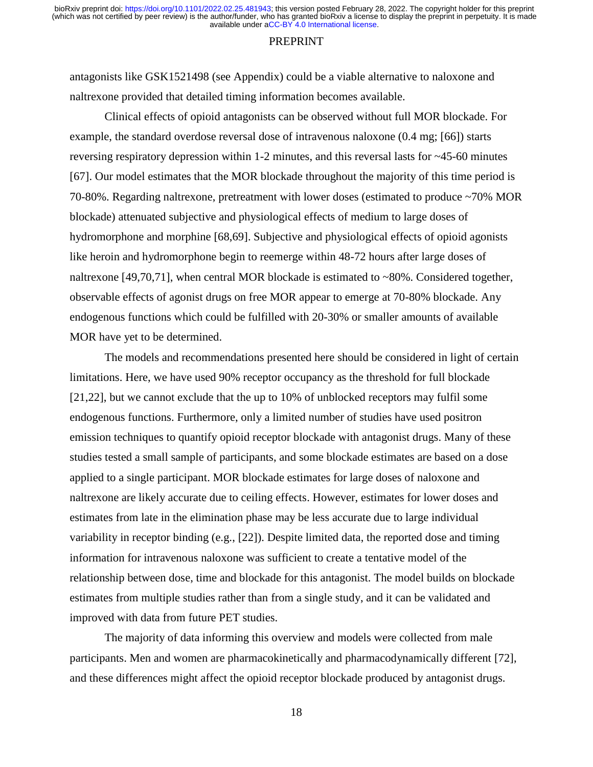antagonists like GSK1521498 (see Appendix) could be a viable alternative to naloxone and naltrexone provided that detailed timing information becomes available.

Clinical effects of opioid antagonists can be observed without full MOR blockade. For example, the standard overdose reversal dose of intravenous naloxone (0.4 mg; [66]) starts reversing respiratory depression within 1-2 minutes, and this reversal lasts for ~45-60 minutes [67]. Our model estimates that the MOR blockade throughout the majority of this time period is 70-80%. Regarding naltrexone, pretreatment with lower doses (estimated to produce ~70% MOR blockade) attenuated subjective and physiological effects of medium to large doses of hydromorphone and morphine [68,69]. Subjective and physiological effects of opioid agonists like heroin and hydromorphone begin to reemerge within 48-72 hours after large doses of naltrexone [49,70,71], when central MOR blockade is estimated to ~80%. Considered together, observable effects of agonist drugs on free MOR appear to emerge at 70-80% blockade. Any endogenous functions which could be fulfilled with 20-30% or smaller amounts of available MOR have yet to be determined.

The models and recommendations presented here should be considered in light of certain limitations. Here, we have used 90% receptor occupancy as the threshold for full blockade [21,22], but we cannot exclude that the up to 10% of unblocked receptors may fulfil some endogenous functions. Furthermore, only a limited number of studies have used positron emission techniques to quantify opioid receptor blockade with antagonist drugs. Many of these studies tested a small sample of participants, and some blockade estimates are based on a dose applied to a single participant. MOR blockade estimates for large doses of naloxone and naltrexone are likely accurate due to ceiling effects. However, estimates for lower doses and estimates from late in the elimination phase may be less accurate due to large individual variability in receptor binding (e.g., [22]). Despite limited data, the reported dose and timing information for intravenous naloxone was sufficient to create a tentative model of the relationship between dose, time and blockade for this antagonist. The model builds on blockade estimates from multiple studies rather than from a single study, and it can be validated and improved with data from future PET studies.

The majority of data informing this overview and models were collected from male participants. Men and women are pharmacokinetically and pharmacodynamically different [72], and these differences might affect the opioid receptor blockade produced by antagonist drugs.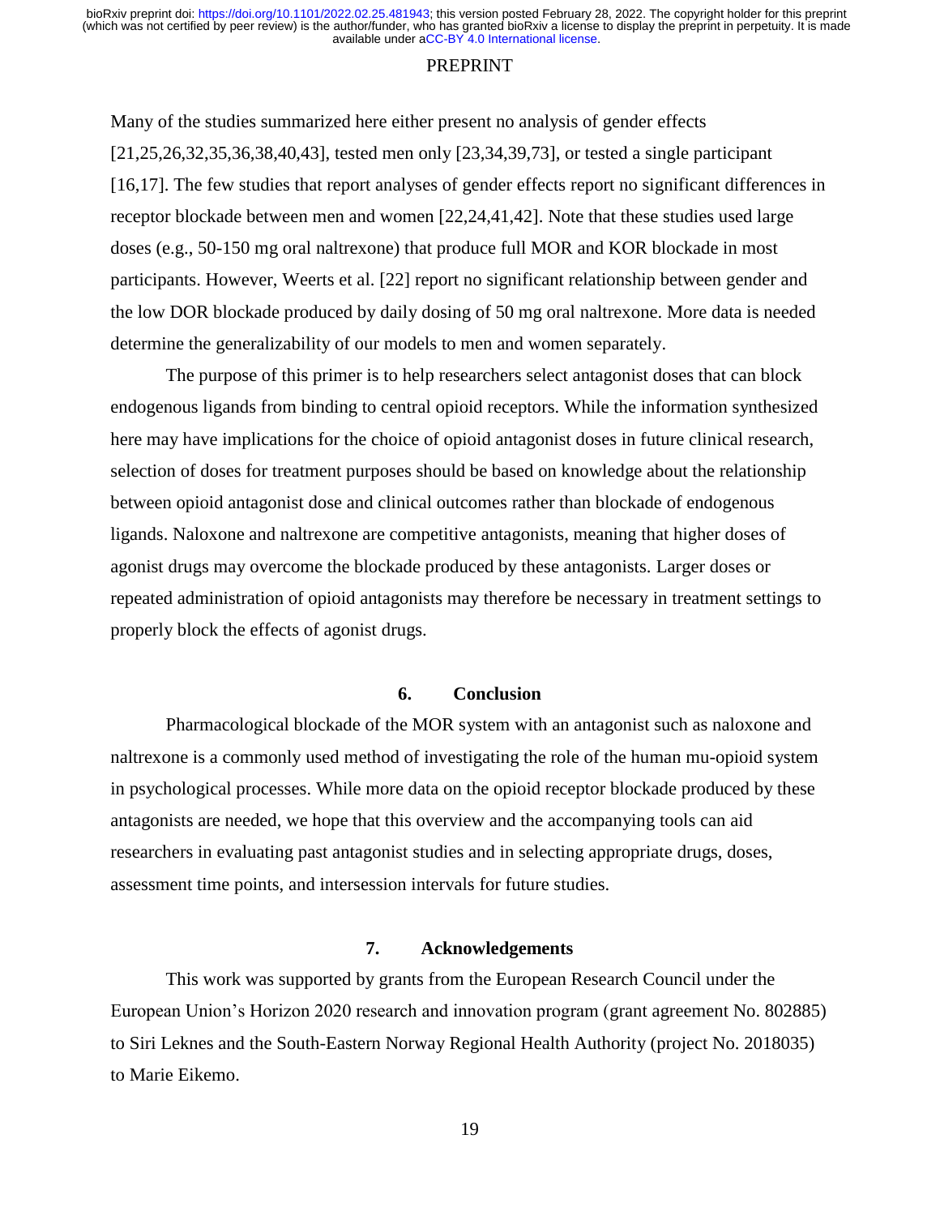Many of the studies summarized here either present no analysis of gender effects [21,25,26,32,35,36,38,40,43], tested men only [23,34,39,73], or tested a single participant [16,17]. The few studies that report analyses of gender effects report no significant differences in receptor blockade between men and women [22,24,41,42]. Note that these studies used large doses (e.g., 50-150 mg oral naltrexone) that produce full MOR and KOR blockade in most participants. However, Weerts et al. [22] report no significant relationship between gender and the low DOR blockade produced by daily dosing of 50 mg oral naltrexone. More data is needed determine the generalizability of our models to men and women separately.

The purpose of this primer is to help researchers select antagonist doses that can block endogenous ligands from binding to central opioid receptors. While the information synthesized here may have implications for the choice of opioid antagonist doses in future clinical research, selection of doses for treatment purposes should be based on knowledge about the relationship between opioid antagonist dose and clinical outcomes rather than blockade of endogenous ligands. Naloxone and naltrexone are competitive antagonists, meaning that higher doses of agonist drugs may overcome the blockade produced by these antagonists. Larger doses or repeated administration of opioid antagonists may therefore be necessary in treatment settings to properly block the effects of agonist drugs.

## 6. Conclusion

Pharmacological blockade of the MOR system with an antagonist such as naloxone and naltrexone is a commonly used method of investigating the role of the human mu-opioid system in psychological processes. While more data on the opioid receptor blockade produced by these antagonists are needed, we hope that this overview and the accompanying tools can aid researchers in evaluating past antagonist studies and in selecting appropriate drugs, doses, assessment time points, and intersession intervals for future studies.

## 7. Acknowledgements

This work was supported by grants from the European Research Council under the European Union's Horizon 2020 research and innovation program (grant agreement No. 802885) to Siri Leknes and the South-Eastern Norway Regional Health Authority (project No. 2018035) to Marie Eikemo.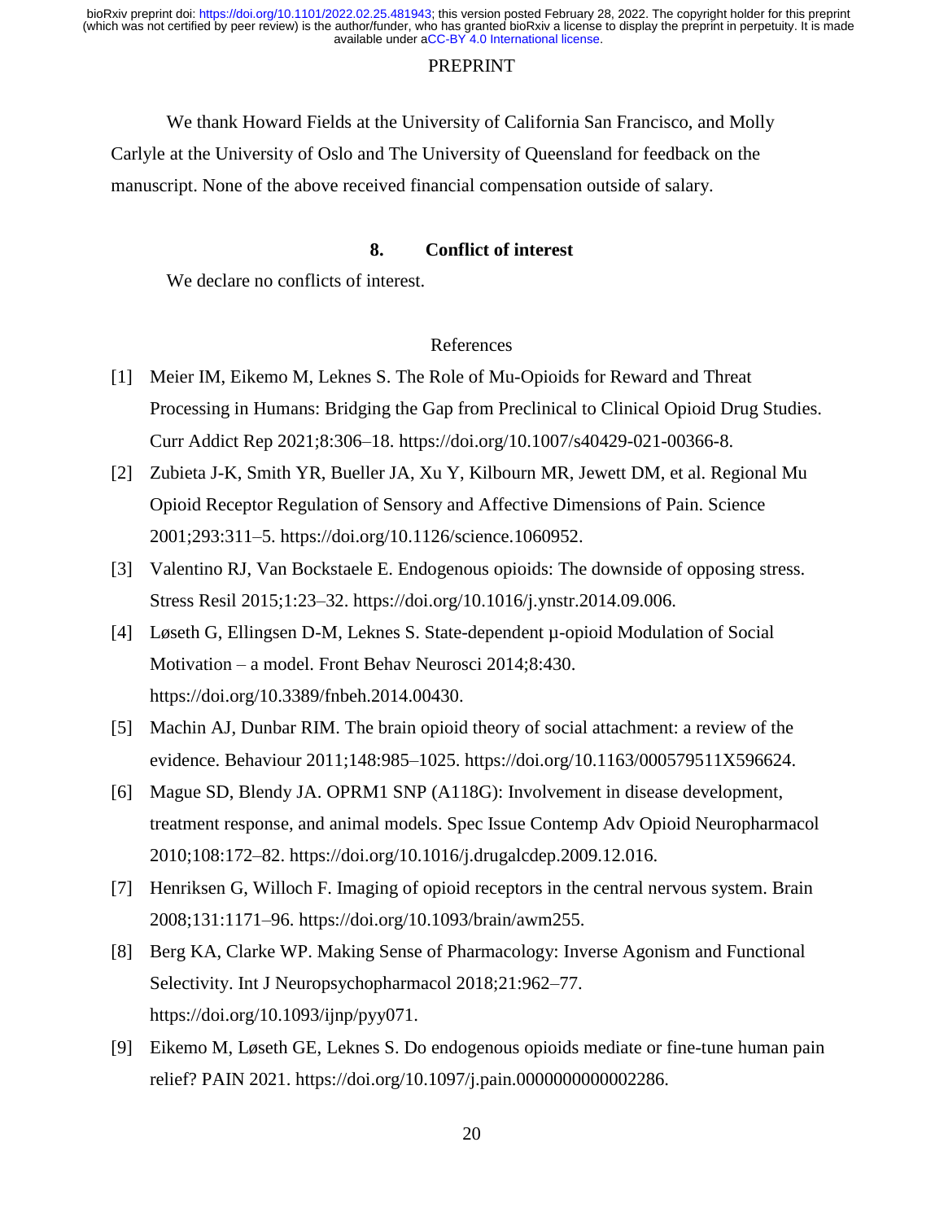We thank Howard Fields at the University of California San Francisco, and Molly Carlyle at the University of Oslo and The University of Queensland for feedback on the manuscript. None of the above received financial compensation outside of salary.

## 8. Conflict of interest

We declare no conflicts of interest.

## References

[1] Meier IM, Eikemo M, Leknes S. The Role of Mu-Opioids for Reward and Threat Processing in Humans: Bridging the Gap from Preclinical to Clinical Opioid Drug Studies. Curr Addict Rep 2021;8:306–18. https://doi.org/10.1007/s40429-021-00366-8.

[2] Zubieta J-K, Smith YR, Bueller JA, Xu Y, Kilbourn MR, Jewett DM, et al. Regional Mu Opioid Receptor Regulation of Sensory and Affective Dimensions of Pain. Science 2001;293:311–5. https://doi.org/10.1126/science.1060952.

[3] Valentino RJ, Van Bockstaele E. Endogenous opioids: The downside of opposing stress. Stress Resil 2015;1:23–32. https://doi.org/10.1016/j.ynstr.2014.09.006.

[4] Løseth G, Ellingsen D-M, Leknes S. State-dependent µ-opioid Modulation of Social Motivation – a model. Front Behav Neurosci 2014;8:430. https://doi.org/10.3389/fnbeh.2014.00430.

[5] Machin AJ, Dunbar RIM. The brain opioid theory of social attachment: a review of the evidence. Behaviour 2011;148:985–1025. https://doi.org/10.1163/000579511X596624.

[6] Mague SD, Blendy JA. OPRM1 SNP (A118G): Involvement in disease development, treatment response, and animal models. Spec Issue Contemp Adv Opioid Neuropharmacol 2010;108:172–82. https://doi.org/10.1016/j.drugalcdep.2009.12.016.

[7] Henriksen G, Willoch F. Imaging of opioid receptors in the central nervous system. Brain 2008;131:1171–96. https://doi.org/10.1093/brain/awm255.

[8] Berg KA, Clarke WP. Making Sense of Pharmacology: Inverse Agonism and Functional Selectivity. Int J Neuropsychopharmacol 2018;21:962–77. https://doi.org/10.1093/ijnp/pyy071.

[9] Eikemo M, Løseth GE, Leknes S. Do endogenous opioids mediate or fine-tune human pain relief? PAIN 2021. https://doi.org/10.1097/j.pain.0000000000002286.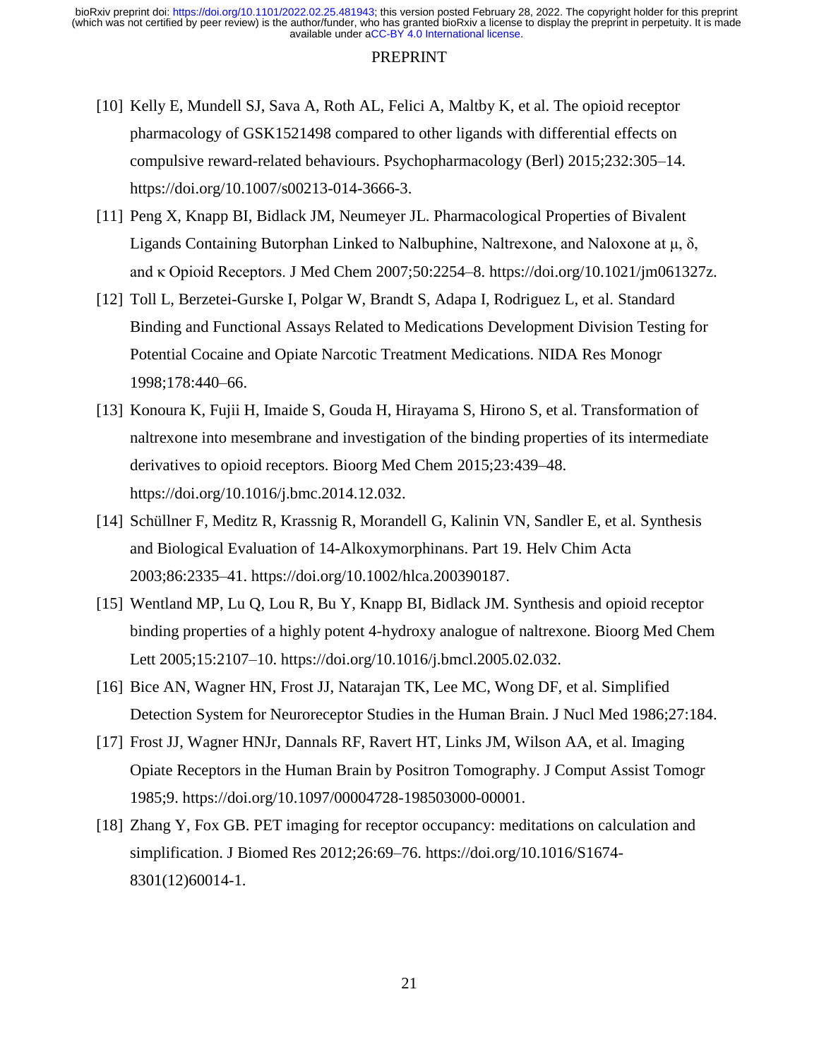[10] Kelly E, Mundell SJ, Sava A, Roth AL, Felici A, Maltby K, et al. The opioid receptor pharmacology of GSK1521498 compared to other ligands with differential effects on compulsive reward-related behaviours. Psychopharmacology (Berl) 2015;232:305–14. https://doi.org/10.1007/s00213-014-3666-3.

[11] Peng X, Knapp BI, Bidlack JM, Neumeyer JL. Pharmacological Properties of Bivalent Ligands Containing Butorphan Linked to Nalbuphine, Naltrexone, and Naloxone at μ, δ, and κ Opioid Receptors. J Med Chem 2007;50:2254–8. https://doi.org/10.1021/jm061327z.

[12] Toll L, Berzetei-Gurske I, Polgar W, Brandt S, Adapa I, Rodriguez L, et al. Standard Binding and Functional Assays Related to Medications Development Division Testing for Potential Cocaine and Opiate Narcotic Treatment Medications. NIDA Res Monogr 1998;178:440–66.

[13] Konoura K, Fujii H, Imaide S, Gouda H, Hirayama S, Hirono S, et al. Transformation of naltrexone into mesembrane and investigation of the binding properties of its intermediate derivatives to opioid receptors. Bioorg Med Chem 2015;23:439–48. https://doi.org/10.1016/j.bmc.2014.12.032.

[14] Schüllner F, Meditz R, Krassnig R, Morandell G, Kalinin VN, Sandler E, et al. Synthesis and Biological Evaluation of 14-Alkoxymorphinans. Part 19. Helv Chim Acta 2003;86:2335–41. https://doi.org/10.1002/hlca.200390187.

[15] Wentland MP, Lu Q, Lou R, Bu Y, Knapp BI, Bidlack JM. Synthesis and opioid receptor binding properties of a highly potent 4-hydroxy analogue of naltrexone. Bioorg Med Chem Lett 2005;15:2107–10. https://doi.org/10.1016/j.bmcl.2005.02.032.

[16] Bice AN, Wagner HN, Frost JJ, Natarajan TK, Lee MC, Wong DF, et al. Simplified Detection System for Neuroreceptor Studies in the Human Brain. J Nucl Med 1986;27:184.

[17] Frost JJ, Wagner HNJr, Dannals RF, Ravert HT, Links JM, Wilson AA, et al. Imaging Opiate Receptors in the Human Brain by Positron Tomography. J Comput Assist Tomogr 1985;9. https://doi.org/10.1097/00004728-198503000-00001.

[18] Zhang Y, Fox GB. PET imaging for receptor occupancy: meditations on calculation and simplification. J Biomed Res 2012;26:69–76. https://doi.org/10.1016/S1674-8301(12)60014-1.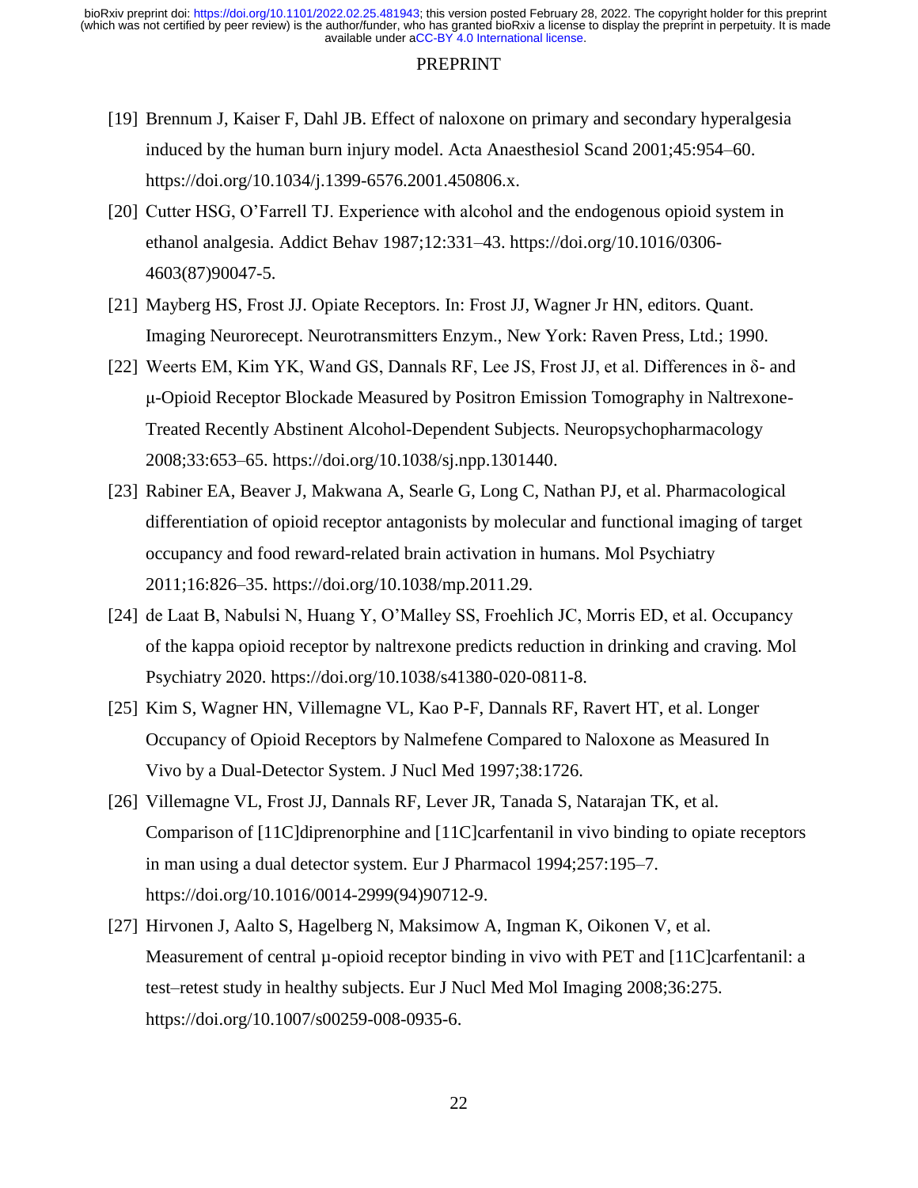[19] Brennum J, Kaiser F, Dahl JB. Effect of naloxone on primary and secondary hyperalgesia induced by the human burn injury model. Acta Anaesthesiol Scand 2001;45:954–60. https://doi.org/10.1034/j.1399-6576.2001.450806.x.

[20] Cutter HSG, O'Farrell TJ. Experience with alcohol and the endogenous opioid system in ethanol analgesia. Addict Behav 1987;12:331–43. https://doi.org/10.1016/0306-4603(87)90047-5.

[21] Mayberg HS, Frost JJ. Opiate Receptors. In: Frost JJ, Wagner Jr HN, editors. Quant. Imaging Neurorecept. Neurotransmitters Enzym., New York: Raven Press, Ltd.; 1990.

[22] Weerts EM, Kim YK, Wand GS, Dannals RF, Lee JS, Frost JJ, et al. Differences in δ- and μ-Opioid Receptor Blockade Measured by Positron Emission Tomography in Naltrexone-Treated Recently Abstinent Alcohol-Dependent Subjects. Neuropsychopharmacology 2008;33:653–65. https://doi.org/10.1038/sj.npp.1301440.

[23] Rabiner EA, Beaver J, Makwana A, Searle G, Long C, Nathan PJ, et al. Pharmacological differentiation of opioid receptor antagonists by molecular and functional imaging of target occupancy and food reward-related brain activation in humans. Mol Psychiatry 2011;16:826–35. https://doi.org/10.1038/mp.2011.29.

[24] de Laat B, Nabulsi N, Huang Y, O'Malley SS, Froehlich JC, Morris ED, et al. Occupancy of the kappa opioid receptor by naltrexone predicts reduction in drinking and craving. Mol Psychiatry 2020. https://doi.org/10.1038/s41380-020-0811-8.

[25] Kim S, Wagner HN, Villemagne VL, Kao P-F, Dannals RF, Ravert HT, et al. Longer Occupancy of Opioid Receptors by Nalmefene Compared to Naloxone as Measured In Vivo by a Dual-Detector System. J Nucl Med 1997;38:1726.

[26] Villemagne VL, Frost JJ, Dannals RF, Lever JR, Tanada S, Natarajan TK, et al. Comparison of [11C]diprenorphine and [11C]carfentanil in vivo binding to opiate receptors in man using a dual detector system. Eur J Pharmacol 1994;257:195–7. https://doi.org/10.1016/0014-2999(94)90712-9.

[27] Hirvonen J, Aalto S, Hagelberg N, Maksimow A, Ingman K, Oikonen V, et al. Measurement of central μ-opioid receptor binding in vivo with PET and [11C]carfentanil: a test–retest study in healthy subjects. Eur J Nucl Med Mol Imaging 2008;36:275. https://doi.org/10.1007/s00259-008-0935-6.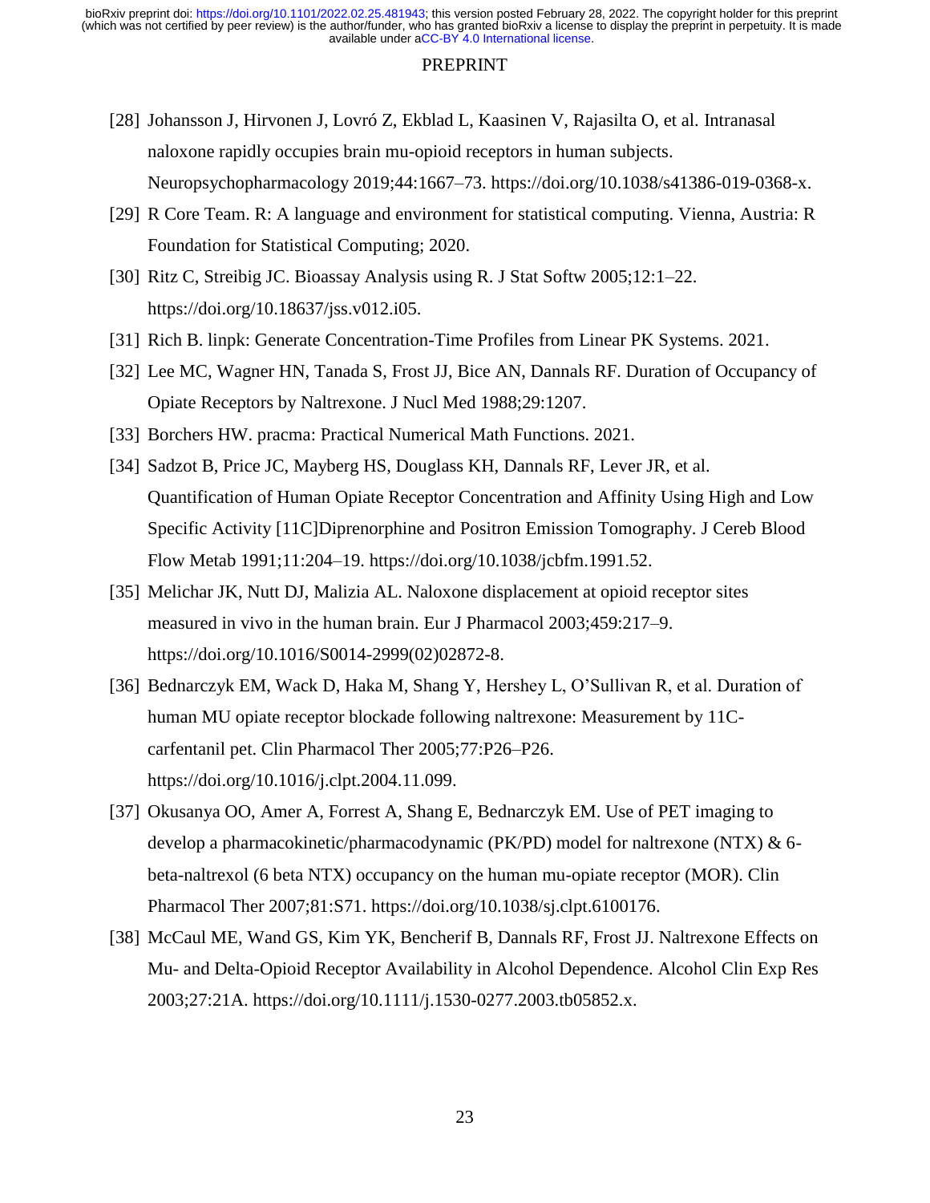[28] Johansson J, Hirvonen J, Lovró Z, Ekblad L, Kaasinen V, Rajasilta O, et al. Intranasal naloxone rapidly occupies brain mu-opioid receptors in human subjects. Neuropsychopharmacology 2019;44:1667–73. https://doi.org/10.1038/s41386-019-0368-x.

[29] R Core Team. R: A language and environment for statistical computing. Vienna, Austria: R Foundation for Statistical Computing; 2020.

[30] Ritz C, Streibig JC. Bioassay Analysis using R. J Stat Softw 2005;12:1–22. https://doi.org/10.18637/jss.v012.i05.

[31] Rich B. linpk: Generate Concentration-Time Profiles from Linear PK Systems. 2021.

[32] Lee MC, Wagner HN, Tanada S, Frost JJ, Bice AN, Dannals RF. Duration of Occupancy of Opiate Receptors by Naltrexone. J Nucl Med 1988;29:1207.

[33] Borchers HW. pracma: Practical Numerical Math Functions. 2021.

[34] Sadzot B, Price JC, Mayberg HS, Douglass KH, Dannals RF, Lever JR, et al. Quantification of Human Opiate Receptor Concentration and Affinity Using High and Low Specific Activity [11C]Diprenorphine and Positron Emission Tomography. J Cereb Blood Flow Metab 1991;11:204–19. https://doi.org/10.1038/jcbfm.1991.52.

[35] Melichar JK, Nutt DJ, Malizia AL. Naloxone displacement at opioid receptor sites measured in vivo in the human brain. Eur J Pharmacol 2003;459:217–9. https://doi.org/10.1016/S0014-2999(02)02872-8.

[36] Bednarczyk EM, Wack D, Haka M, Shang Y, Hershey L, O'Sullivan R, et al. Duration of human MU opiate receptor blockade following naltrexone: Measurement by 11C-carfentanil pet. Clin Pharmacol Ther 2005;77:P26–P26. https://doi.org/10.1016/j.clpt.2004.11.099.

[37] Okusanya OO, Amer A, Forrest A, Shang E, Bednarczyk EM. Use of PET imaging to develop a pharmacokinetic/pharmacodynamic (PK/PD) model for naltrexone (NTX) & 6-beta-naltrexol (6 beta NTX) occupancy on the human mu-opiate receptor (MOR). Clin Pharmacol Ther 2007;81:S71. https://doi.org/10.1038/sj.clpt.6100176.

[38] McCaul ME, Wand GS, Kim YK, Bencherif B, Dannals RF, Frost JJ. Naltrexone Effects on Mu- and Delta-Opioid Receptor Availability in Alcohol Dependence. Alcohol Clin Exp Res 2003;27:21A. https://doi.org/10.1111/j.1530-0277.2003.tb05852.x.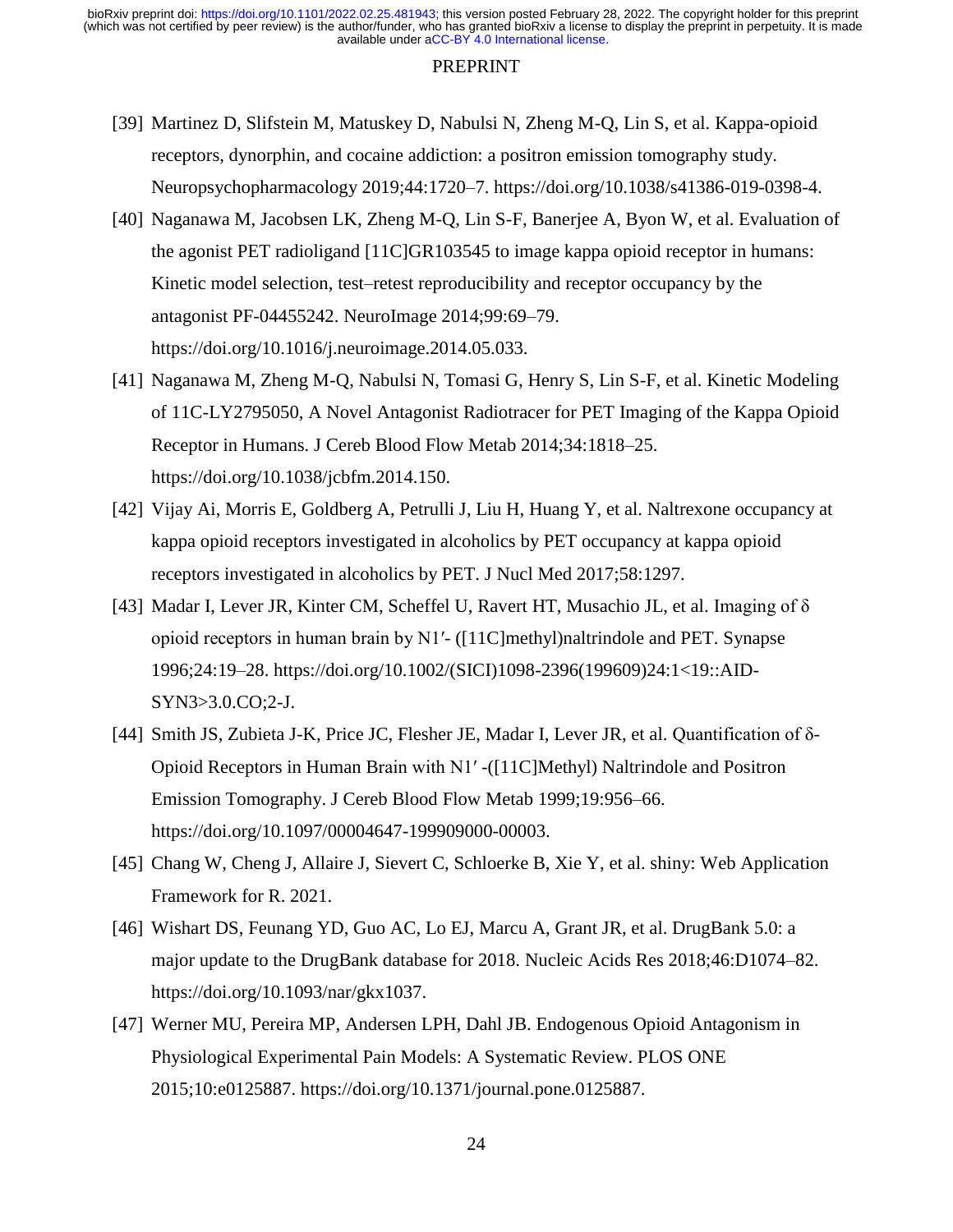[39] Martinez D, Slifstein M, Matuskey D, Nabulsi N, Zheng M-Q, Lin S, et al. Kappa-opioid receptors, dynorphin, and cocaine addiction: a positron emission tomography study. Neuropsychopharmacology 2019;44:1720–7. https://doi.org/10.1038/s41386-019-0398-4.

[40] Naganawa M, Jacobsen LK, Zheng M-Q, Lin S-F, Banerjee A, Byon W, et al. Evaluation of the agonist PET radioligand [11C]GR103545 to image kappa opioid receptor in humans: Kinetic model selection, test–retest reproducibility and receptor occupancy by the antagonist PF-04455242. NeuroImage 2014;99:69–79. https://doi.org/10.1016/j.neuroimage.2014.05.033.

[41] Naganawa M, Zheng M-Q, Nabulsi N, Tomasi G, Henry S, Lin S-F, et al. Kinetic Modeling of 11C-LY2795050, A Novel Antagonist Radiotracer for PET Imaging of the Kappa Opioid Receptor in Humans. J Cereb Blood Flow Metab 2014;34:1818–25. https://doi.org/10.1038/jcbfm.2014.150.

[42] Vijay Ai, Morris E, Goldberg A, Petrulli J, Liu H, Huang Y, et al. Naltrexone occupancy at kappa opioid receptors investigated in alcoholics by PET occupancy at kappa opioid receptors investigated in alcoholics by PET. J Nucl Med 2017;58:1297.

[43] Madar I, Lever JR, Kinter CM, Scheffel U, Ravert HT, Musachio JL, et al. Imaging of δ opioid receptors in human brain by N1′- ([11C]methyl)naltrindole and PET. Synapse 1996;24:19–28. https://doi.org/10.1002/(SICI)1098-2396(199609)24:1<19::AID-SYN3>3.0.CO;2-J.

[44] Smith JS, Zubieta J-K, Price JC, Flesher JE, Madar I, Lever JR, et al. Quantification of δ-Opioid Receptors in Human Brain with N1′ -([11C]Methyl) Naltrindole and Positron Emission Tomography. J Cereb Blood Flow Metab 1999;19:956–66. https://doi.org/10.1097/00004647-199909000-00003.

[45] Chang W, Cheng J, Allaire J, Sievert C, Schloerke B, Xie Y, et al. shiny: Web Application Framework for R. 2021.

[46] Wishart DS, Feunang YD, Guo AC, Lo EJ, Marcu A, Grant JR, et al. DrugBank 5.0: a major update to the DrugBank database for 2018. Nucleic Acids Res 2018;46:D1074–82. https://doi.org/10.1093/nar/gkx1037.

[47] Werner MU, Pereira MP, Andersen LPH, Dahl JB. Endogenous Opioid Antagonism in Physiological Experimental Pain Models: A Systematic Review. PLOS ONE 2015;10:e0125887. https://doi.org/10.1371/journal.pone.0125887.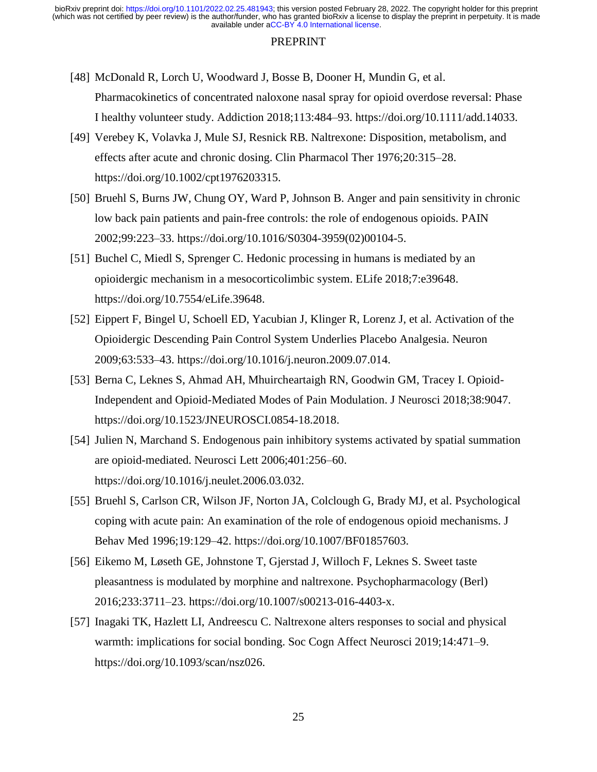[48] McDonald R, Lorch U, Woodward J, Bosse B, Dooner H, Mundin G, et al. Pharmacokinetics of concentrated naloxone nasal spray for opioid overdose reversal: Phase I healthy volunteer study. Addiction 2018;113:484–93. https://doi.org/10.1111/add.14033.

[49] Verebey K, Volavka J, Mule SJ, Resnick RB. Naltrexone: Disposition, metabolism, and effects after acute and chronic dosing. Clin Pharmacol Ther 1976;20:315–28. https://doi.org/10.1002/cpt1976203315.

[50] Bruehl S, Burns JW, Chung OY, Ward P, Johnson B. Anger and pain sensitivity in chronic low back pain patients and pain-free controls: the role of endogenous opioids. PAIN 2002;99:223–33. https://doi.org/10.1016/S0304-3959(02)00104-5.

[51] Buchel C, Miedl S, Sprenger C. Hedonic processing in humans is mediated by an opioidergic mechanism in a mesocorticolimbic system. ELife 2018;7:e39648. https://doi.org/10.7554/eLife.39648.

[52] Eippert F, Bingel U, Schoell ED, Yacubian J, Klinger R, Lorenz J, et al. Activation of the Opioidergic Descending Pain Control System Underlies Placebo Analgesia. Neuron 2009;63:533–43. https://doi.org/10.1016/j.neuron.2009.07.014.

[53] Berna C, Leknes S, Ahmad AH, Mhuircheartaigh RN, Goodwin GM, Tracey I. Opioid-Independent and Opioid-Mediated Modes of Pain Modulation. J Neurosci 2018;38:9047. https://doi.org/10.1523/JNEUROSCI.0854-18.2018.

[54] Julien N, Marchand S. Endogenous pain inhibitory systems activated by spatial summation are opioid-mediated. Neurosci Lett 2006;401:256–60. https://doi.org/10.1016/j.neulet.2006.03.032.

[55] Bruehl S, Carlson CR, Wilson JF, Norton JA, Colclough G, Brady MJ, et al. Psychological coping with acute pain: An examination of the role of endogenous opioid mechanisms. J Behav Med 1996;19:129–42. https://doi.org/10.1007/BF01857603.

[56] Eikemo M, Løseth GE, Johnstone T, Gjerstad J, Willoch F, Leknes S. Sweet taste pleasantness is modulated by morphine and naltrexone. Psychopharmacology (Berl) 2016;233:3711–23. https://doi.org/10.1007/s00213-016-4403-x.

[57] Inagaki TK, Hazlett LI, Andreescu C. Naltrexone alters responses to social and physical warmth: implications for social bonding. Soc Cogn Affect Neurosci 2019;14:471–9. https://doi.org/10.1093/scan/nsz026.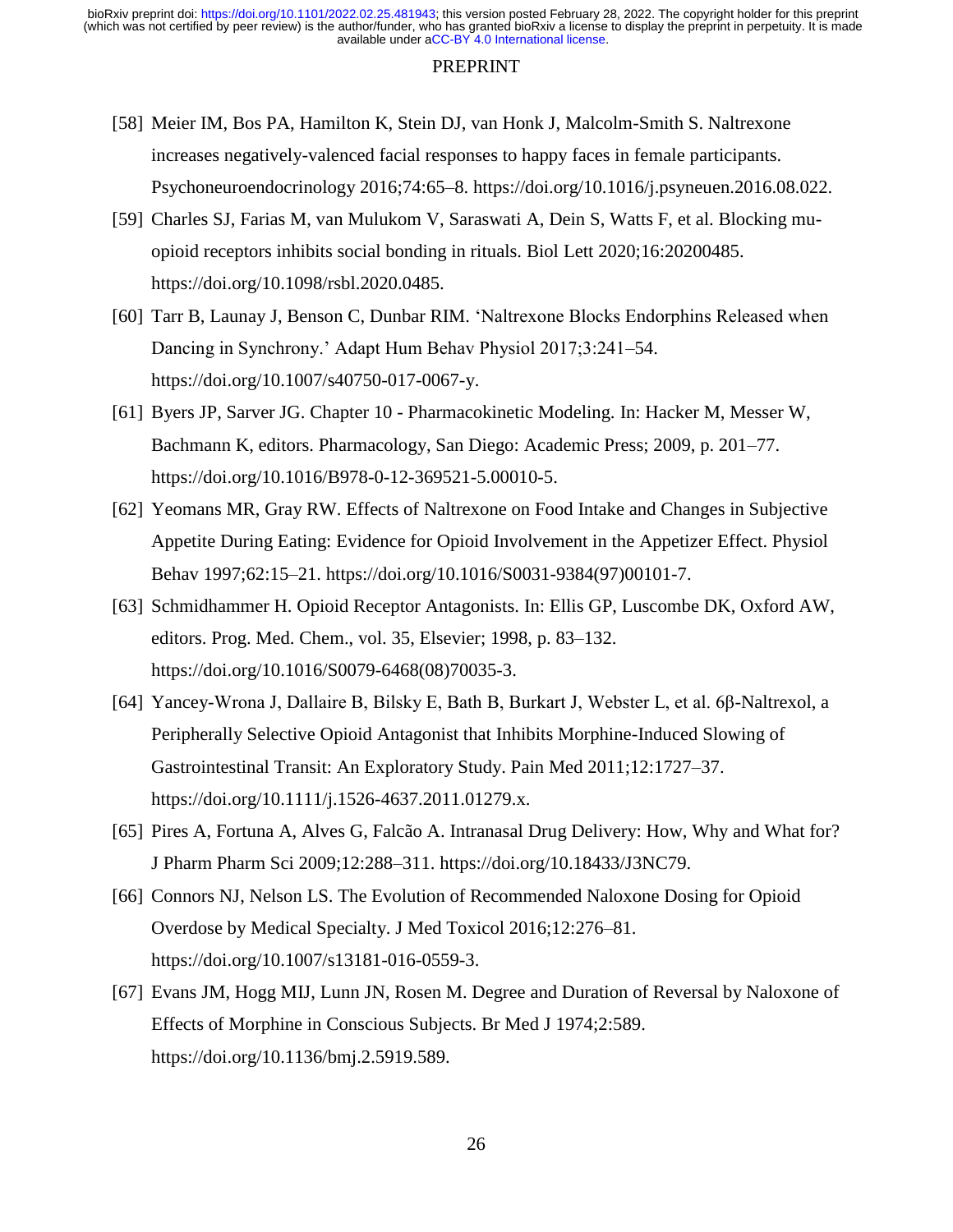[58] Meier IM, Bos PA, Hamilton K, Stein DJ, van Honk J, Malcolm-Smith S. Naltrexone increases negatively-valenced facial responses to happy faces in female participants. Psychoneuroendocrinology 2016;74:65–8. https://doi.org/10.1016/j.psyneuen.2016.08.022.

[59] Charles SJ, Farias M, van Mulukom V, Saraswati A, Dein S, Watts F, et al. Blocking mu-opioid receptors inhibits social bonding in rituals. Biol Lett 2020;16:20200485. https://doi.org/10.1098/rsbl.2020.0485.

[60] Tarr B, Launay J, Benson C, Dunbar RIM. 'Naltrexone Blocks Endorphins Released when Dancing in Synchrony.' Adapt Hum Behav Physiol 2017;3:241–54. https://doi.org/10.1007/s40750-017-0067-y.

[61] Byers JP, Sarver JG. Chapter 10 - Pharmacokinetic Modeling. In: Hacker M, Messer W, Bachmann K, editors. Pharmacology, San Diego: Academic Press; 2009, p. 201–77. https://doi.org/10.1016/B978-0-12-369521-5.00010-5.

[62] Yeomans MR, Gray RW. Effects of Naltrexone on Food Intake and Changes in Subjective Appetite During Eating: Evidence for Opioid Involvement in the Appetizer Effect. Physiol Behav 1997;62:15–21. https://doi.org/10.1016/S0031-9384(97)00101-7.

[63] Schmidhammer H. Opioid Receptor Antagonists. In: Ellis GP, Luscombe DK, Oxford AW, editors. Prog. Med. Chem., vol. 35, Elsevier; 1998, p. 83–132. https://doi.org/10.1016/S0079-6468(08)70035-3.

[64] Yancey-Wrona J, Dallaire B, Bilsky E, Bath B, Burkart J, Webster L, et al. 6β-Naltrexol, a Peripherally Selective Opioid Antagonist that Inhibits Morphine-Induced Slowing of Gastrointestinal Transit: An Exploratory Study. Pain Med 2011;12:1727–37. https://doi.org/10.1111/j.1526-4637.2011.01279.x.

[65] Pires A, Fortuna A, Alves G, Falcão A. Intranasal Drug Delivery: How, Why and What for? J Pharm Pharm Sci 2009;12:288–311. https://doi.org/10.18433/J3NC79.

[66] Connors NJ, Nelson LS. The Evolution of Recommended Naloxone Dosing for Opioid Overdose by Medical Specialty. J Med Toxicol 2016;12:276–81. https://doi.org/10.1007/s13181-016-0559-3.

[67] Evans JM, Hogg MIJ, Lunn JN, Rosen M. Degree and Duration of Reversal by Naloxone of Effects of Morphine in Conscious Subjects. Br Med J 1974;2:589. https://doi.org/10.1136/bmj.2.5919.589.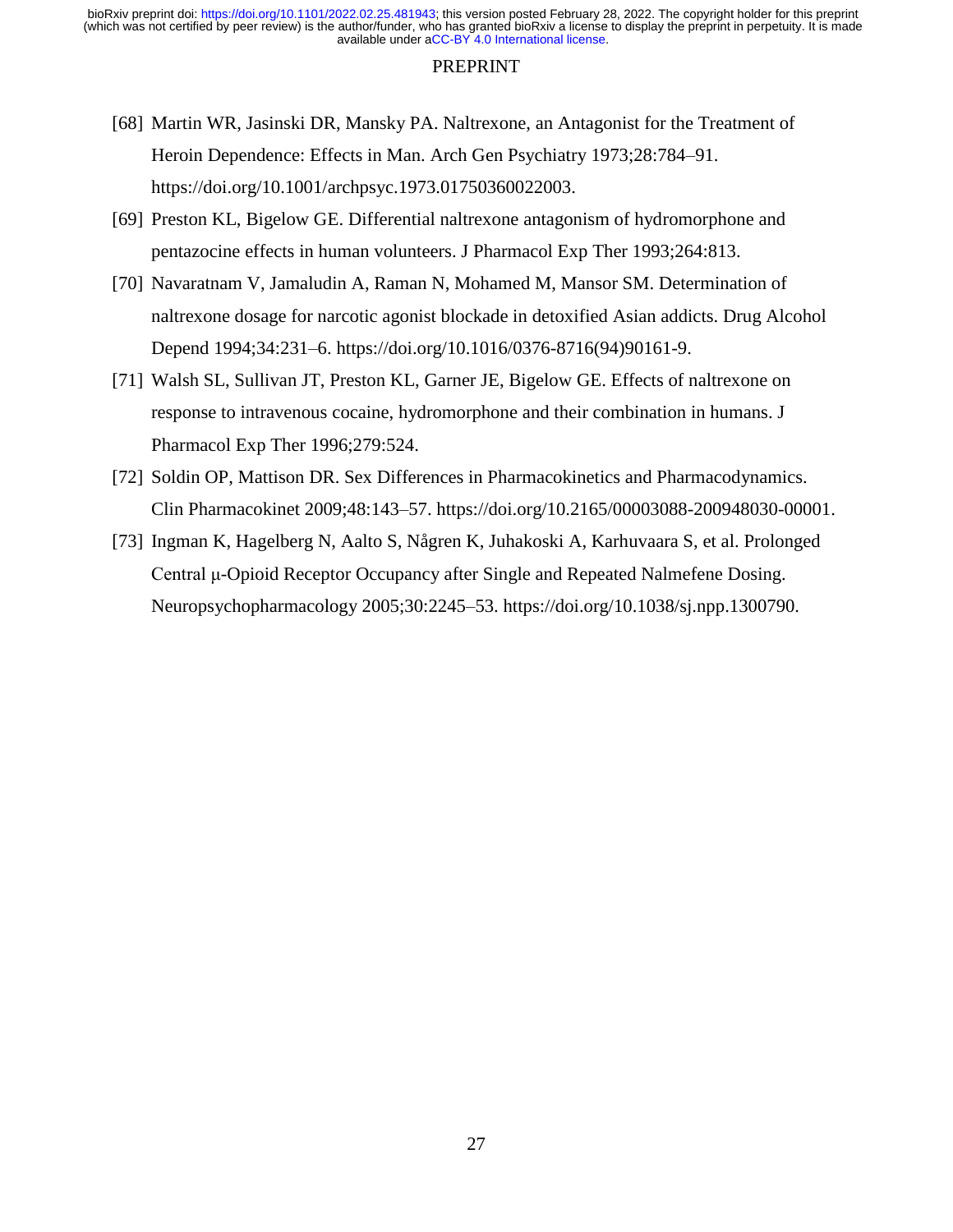[68] Martin WR, Jasinski DR, Mansky PA. Naltrexone, an Antagonist for the Treatment of Heroin Dependence: Effects in Man. Arch Gen Psychiatry 1973;28:784–91. https://doi.org/10.1001/archpsyc.1973.01750360022003.

[69] Preston KL, Bigelow GE. Differential naltrexone antagonism of hydromorphone and pentazocine effects in human volunteers. J Pharmacol Exp Ther 1993;264:813.

[70] Navaratnam V, Jamaludin A, Raman N, Mohamed M, Mansor SM. Determination of naltrexone dosage for narcotic agonist blockade in detoxified Asian addicts. Drug Alcohol Depend 1994;34:231–6. https://doi.org/10.1016/0376-8716(94)90161-9.

[71] Walsh SL, Sullivan JT, Preston KL, Garner JE, Bigelow GE. Effects of naltrexone on response to intravenous cocaine, hydromorphone and their combination in humans. J Pharmacol Exp Ther 1996;279:524.

[72] Soldin OP, Mattison DR. Sex Differences in Pharmacokinetics and Pharmacodynamics. Clin Pharmacokinet 2009;48:143–57. https://doi.org/10.2165/00003088-200948030-00001.

[73] Ingman K, Hagelberg N, Aalto S, Någren K, Juhakoski A, Karhuvaara S, et al. Prolonged Central μ-Opioid Receptor Occupancy after Single and Repeated Nalmefene Dosing. Neuropsychopharmacology 2005;30:2245–53. https://doi.org/10.1038/sj.npp.1300790.